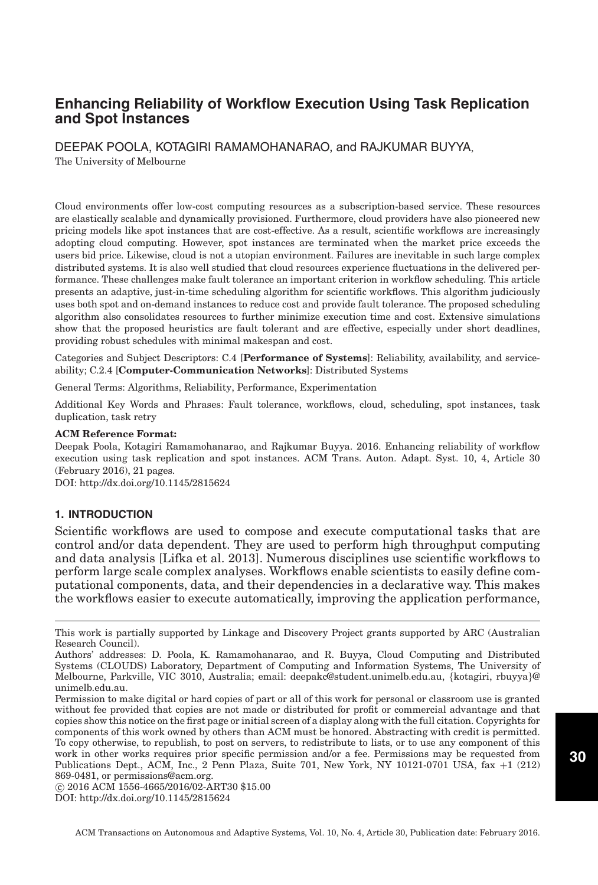# Enhancing Reliability of Workflow Execution Using Task Replication and Spot Instances

DEEPAK POOLA, KOTAGIRI RAMAMOHANARAO, and RAJKUMAR BUYYA,
The University of Melbourne

Cloud environments offer low-cost computing resources as a subscription-based service. These resources are elastically scalable and dynamically provisioned. Furthermore, cloud providers have also pioneered new pricing models like spot instances that are cost-effective. As a result, scientific workflows are increasingly adopting cloud computing. However, spot instances are terminated when the market price exceeds the users bid price. Likewise, cloud is not a utopian environment. Failures are inevitable in such large complex distributed systems. It is also well studied that cloud resources experience fluctuations in the delivered performance. These challenges make fault tolerance an important criterion in workflow scheduling. This article presents an adaptive, just-in-time scheduling algorithm for scientific workflows. This algorithm judiciously uses both spot and on-demand instances to reduce cost and provide fault tolerance. The proposed scheduling algorithm also consolidates resources to further minimize execution time and cost. Extensive simulations show that the proposed heuristics are fault tolerant and are effective, especially under short deadlines, providing robust schedules with minimal makespan and cost.

Categories and Subject Descriptors: C.4 [**Performance of Systems**]: Reliability, availability, and serviceability; C.2.4 [**Computer-Communication Networks**]: Distributed Systems

General Terms: Algorithms, Reliability, Performance, Experimentation

Additional Key Words and Phrases: Fault tolerance, workflows, cloud, scheduling, spot instances, task duplication, task retry

**ACM Reference Format:**
Deepak Poola, Kotagiri Ramamohanarao, and Rajkumar Buyya. 2016. Enhancing reliability of workflow execution using task replication and spot instances. ACM Trans. Auton. Adapt. Syst. 10, 4, Article 30 (February 2016), 21 pages.
DOI: http://dx.doi.org/10.1145/2815624

## 1. INTRODUCTION

Scientific workflows are used to compose and execute computational tasks that are control and/or data dependent. They are used to perform high throughput computing and data analysis [Lifka et al. 2013]. Numerous disciplines use scientific workflows to perform large scale complex analyses. Workflows enable scientists to easily define computational components, data, and their dependencies in a declarative way. This makes the workflows easier to execute automatically, improving the application performance,

---

This work is partially supported by Linkage and Discovery Project grants supported by ARC (Australian Research Council).

Authors' addresses: D. Poola, K. Ramamohanarao, and R. Buyya, Cloud Computing and Distributed Systems (CLOUDS) Laboratory, Department of Computing and Information Systems, The University of Melbourne, Parkville, VIC 3010, Australia; email: deepakc@student.unimelb.edu.au, {kotagiri, rbuyya}@unimelb.edu.au.

Permission to make digital or hard copies of part or all of this work for personal or classroom use is granted without fee provided that copies are not made or distributed for profit or commercial advantage and that copies show this notice on the first page or initial screen of a display along with the full citation. Copyrights for components of this work owned by others than ACM must be honored. Abstracting with credit is permitted. To copy otherwise, to republish, to post on servers, to redistribute to lists, or to use any component of this work in other works requires prior specific permission and/or a fee. Permissions may be requested from Publications Dept., ACM, Inc., 2 Penn Plaza, Suite 701, New York, NY 10121-0701 USA, fax +1 (212) 869-0481, or permissions@acm.org.

© 2016 ACM 1556-4665/2016/02-ART30 $15.00
DOI: http://dx.doi.org/10.1145/2815624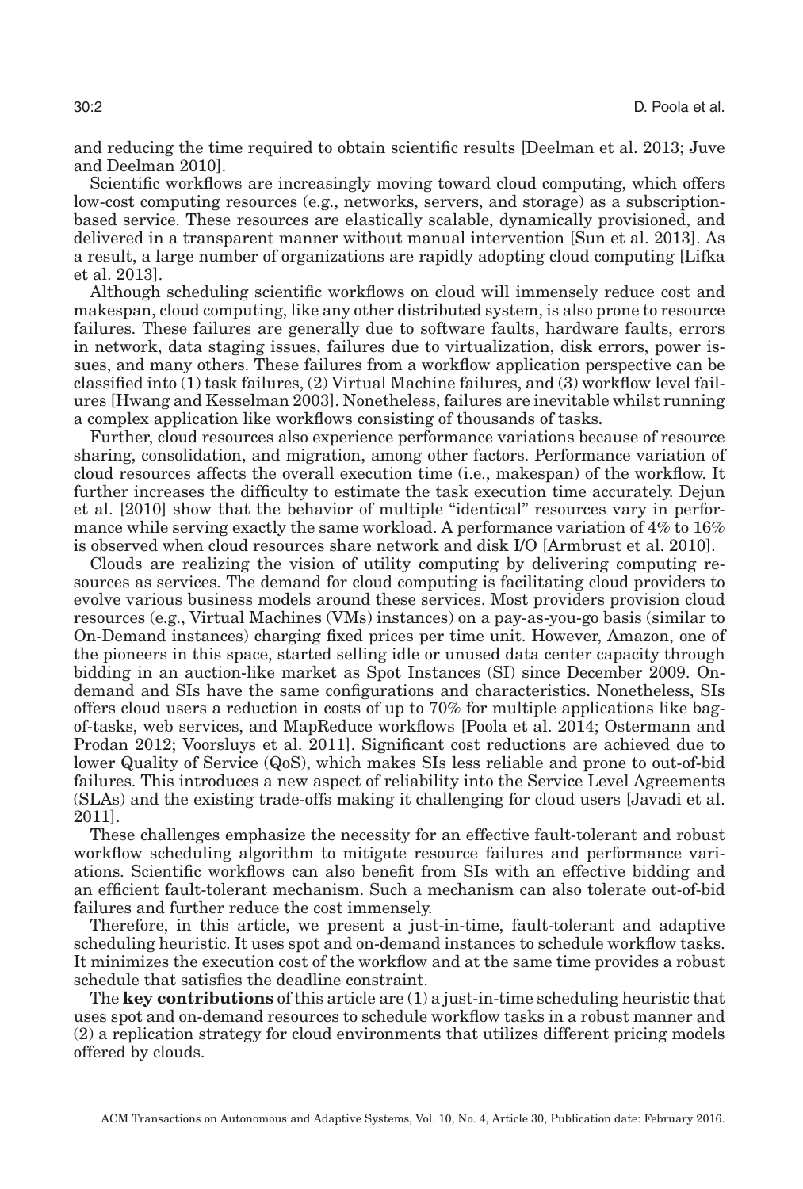and reducing the time required to obtain scientific results [Deelman et al. 2013; Juve and Deelman 2010].

Scientific workflows are increasingly moving toward cloud computing, which offers low-cost computing resources (e.g., networks, servers, and storage) as a subscription-based service. These resources are elastically scalable, dynamically provisioned, and delivered in a transparent manner without manual intervention [Sun et al. 2013]. As a result, a large number of organizations are rapidly adopting cloud computing [Lifka et al. 2013].

Although scheduling scientific workflows on cloud will immensely reduce cost and makespan, cloud computing, like any other distributed system, is also prone to resource failures. These failures are generally due to software faults, hardware faults, errors in network, data staging issues, failures due to virtualization, disk errors, power issues, and many others. These failures from a workflow application perspective can be classified into (1) task failures, (2) Virtual Machine failures, and (3) workflow level failures [Hwang and Kesselman 2003]. Nonetheless, failures are inevitable whilst running a complex application like workflows consisting of thousands of tasks.

Further, cloud resources also experience performance variations because of resource sharing, consolidation, and migration, among other factors. Performance variation of cloud resources affects the overall execution time (i.e., makespan) of the workflow. It further increases the difficulty to estimate the task execution time accurately. Dejun et al. [2010] show that the behavior of multiple "identical" resources vary in performance while serving exactly the same workload. A performance variation of 4% to 16% is observed when cloud resources share network and disk I/O [Armbrust et al. 2010].

Clouds are realizing the vision of utility computing by delivering computing resources as services. The demand for cloud computing is facilitating cloud providers to evolve various business models around these services. Most providers provision cloud resources (e.g., Virtual Machines (VMs) instances) on a pay-as-you-go basis (similar to On-Demand instances) charging fixed prices per time unit. However, Amazon, one of the pioneers in this space, started selling idle or unused data center capacity through bidding in an auction-like market as Spot Instances (SI) since December 2009. On-demand and SIs have the same configurations and characteristics. Nonetheless, SIs offers cloud users a reduction in costs of up to 70% for multiple applications like bag-of-tasks, web services, and MapReduce workflows [Poola et al. 2014; Ostermann and Prodan 2012; Voorsluys et al. 2011]. Significant cost reductions are achieved due to lower Quality of Service (QoS), which makes SIs less reliable and prone to out-of-bid failures. This introduces a new aspect of reliability into the Service Level Agreements (SLAs) and the existing trade-offs making it challenging for cloud users [Javadi et al. 2011].

These challenges emphasize the necessity for an effective fault-tolerant and robust workflow scheduling algorithm to mitigate resource failures and performance variations. Scientific workflows can also benefit from SIs with an effective bidding and an efficient fault-tolerant mechanism. Such a mechanism can also tolerate out-of-bid failures and further reduce the cost immensely.

Therefore, in this article, we present a just-in-time, fault-tolerant and adaptive scheduling heuristic. It uses spot and on-demand instances to schedule workflow tasks. It minimizes the execution cost of the workflow and at the same time provides a robust schedule that satisfies the deadline constraint.

The **key contributions** of this article are (1) a just-in-time scheduling heuristic that uses spot and on-demand resources to schedule workflow tasks in a robust manner and (2) a replication strategy for cloud environments that utilizes different pricing models offered by clouds.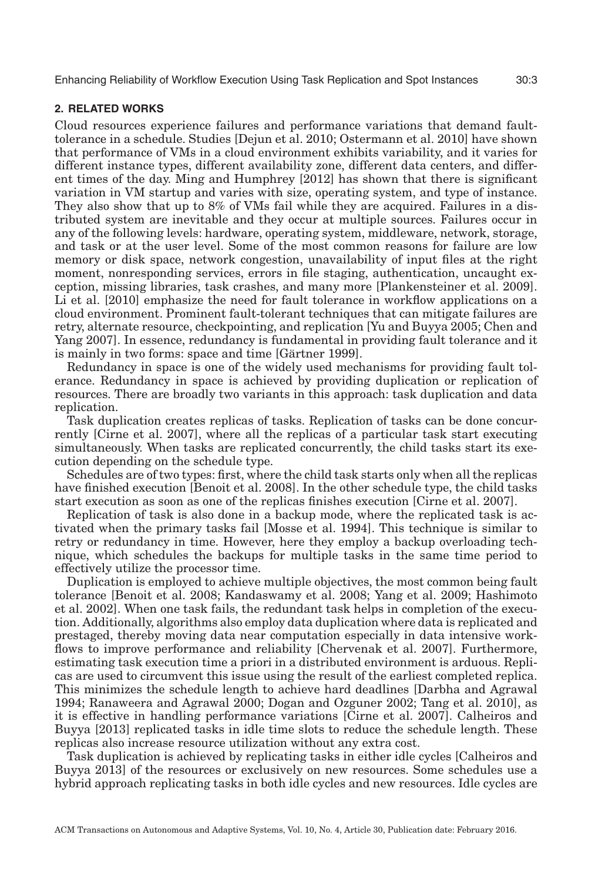## 2. RELATED WORKS

Cloud resources experience failures and performance variations that demand fault-tolerance in a schedule. Studies [Dejun et al. 2010; Ostermann et al. 2010] have shown that performance of VMs in a cloud environment exhibits variability, and it varies for different instance types, different availability zone, different data centers, and different times of the day. Ming and Humphrey [2012] has shown that there is significant variation in VM startup and varies with size, operating system, and type of instance. They also show that up to 8% of VMs fail while they are acquired. Failures in a distributed system are inevitable and they occur at multiple sources. Failures occur in any of the following levels: hardware, operating system, middleware, network, storage, and task or at the user level. Some of the most common reasons for failure are low memory or disk space, network congestion, unavailability of input files at the right moment, nonresponding services, errors in file staging, authentication, uncaught exception, missing libraries, task crashes, and many more [Plankensteiner et al. 2009]. Li et al. [2010] emphasize the need for fault tolerance in workflow applications on a cloud environment. Prominent fault-tolerant techniques that can mitigate failures are retry, alternate resource, checkpointing, and replication [Yu and Buyya 2005; Chen and Yang 2007]. In essence, redundancy is fundamental in providing fault tolerance and it is mainly in two forms: space and time [Gärtner 1999].

Redundancy in space is one of the widely used mechanisms for providing fault tolerance. Redundancy in space is achieved by providing duplication or replication of resources. There are broadly two variants in this approach: task duplication and data replication.

Task duplication creates replicas of tasks. Replication of tasks can be done concurrently [Cirne et al. 2007], where all the replicas of a particular task start executing simultaneously. When tasks are replicated concurrently, the child tasks start its execution depending on the schedule type.

Schedules are of two types: first, where the child task starts only when all the replicas have finished execution [Benoit et al. 2008]. In the other schedule type, the child tasks start execution as soon as one of the replicas finishes execution [Cirne et al. 2007].

Replication of task is also done in a backup mode, where the replicated task is activated when the primary tasks fail [Mosse et al. 1994]. This technique is similar to retry or redundancy in time. However, here they employ a backup overloading technique, which schedules the backups for multiple tasks in the same time period to effectively utilize the processor time.

Duplication is employed to achieve multiple objectives, the most common being fault tolerance [Benoit et al. 2008; Kandaswamy et al. 2008; Yang et al. 2009; Hashimoto et al. 2002]. When one task fails, the redundant task helps in completion of the execution. Additionally, algorithms also employ data duplication where data is replicated and prestaged, thereby moving data near computation especially in data intensive workflows to improve performance and reliability [Chervenak et al. 2007]. Furthermore, estimating task execution time a priori in a distributed environment is arduous. Replicas are used to circumvent this issue using the result of the earliest completed replica. This minimizes the schedule length to achieve hard deadlines [Darbha and Agrawal 1994; Ranaweera and Agrawal 2000; Dogan and Ozguner 2002; Tang et al. 2010], as it is effective in handling performance variations [Cirne et al. 2007]. Calheiros and Buyya [2013] replicated tasks in idle time slots to reduce the schedule length. These replicas also increase resource utilization without any extra cost.

Task duplication is achieved by replicating tasks in either idle cycles [Calheiros and Buyya 2013] of the resources or exclusively on new resources. Some schedules use a hybrid approach replicating tasks in both idle cycles and new resources. Idle cycles are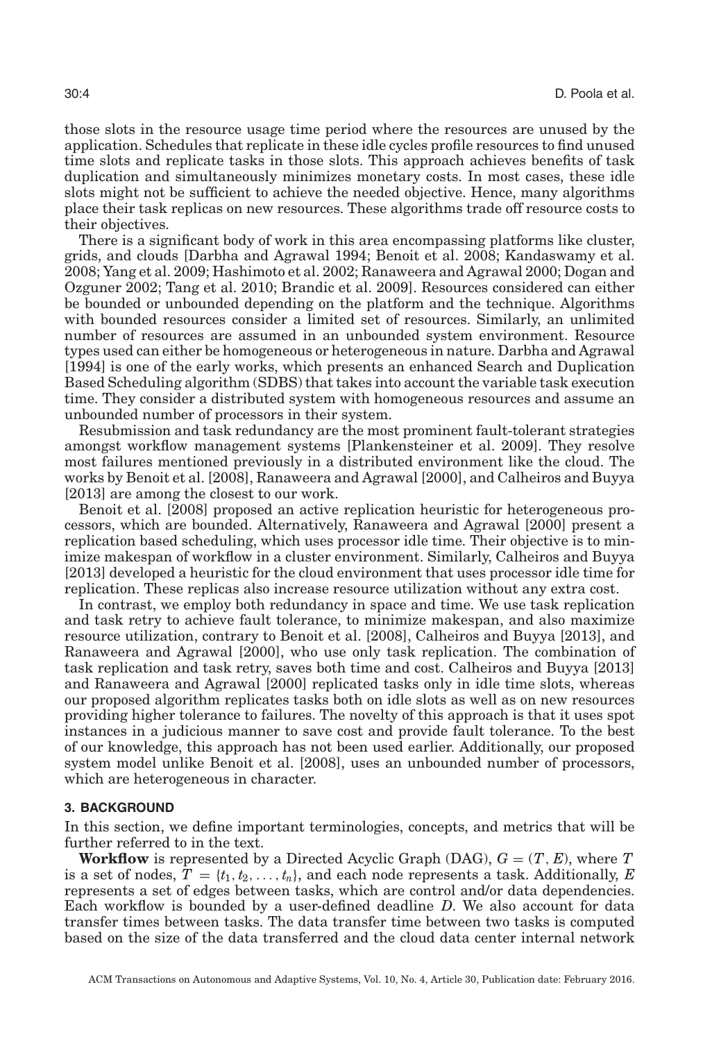those slots in the resource usage time period where the resources are unused by the application. Schedules that replicate in these idle cycles profile resources to find unused time slots and replicate tasks in those slots. This approach achieves benefits of task duplication and simultaneously minimizes monetary costs. In most cases, these idle slots might not be sufficient to achieve the needed objective. Hence, many algorithms place their task replicas on new resources. These algorithms trade off resource costs to their objectives.

There is a significant body of work in this area encompassing platforms like cluster, grids, and clouds [Darbha and Agrawal 1994; Benoit et al. 2008; Kandaswamy et al. 2008; Yang et al. 2009; Hashimoto et al. 2002; Ranaweera and Agrawal 2000; Dogan and Ozguner 2002; Tang et al. 2010; Brandic et al. 2009]. Resources considered can either be bounded or unbounded depending on the platform and the technique. Algorithms with bounded resources consider a limited set of resources. Similarly, an unlimited number of resources are assumed in an unbounded system environment. Resource types used can either be homogeneous or heterogeneous in nature. Darbha and Agrawal [1994] is one of the early works, which presents an enhanced Search and Duplication Based Scheduling algorithm (SDBS) that takes into account the variable task execution time. They consider a distributed system with homogeneous resources and assume an unbounded number of processors in their system.

Resubmission and task redundancy are the most prominent fault-tolerant strategies amongst workflow management systems [Plankensteiner et al. 2009]. They resolve most failures mentioned previously in a distributed environment like the cloud. The works by Benoit et al. [2008], Ranaweera and Agrawal [2000], and Calheiros and Buyya [2013] are among the closest to our work.

Benoit et al. [2008] proposed an active replication heuristic for heterogeneous processors, which are bounded. Alternatively, Ranaweera and Agrawal [2000] present a replication based scheduling, which uses processor idle time. Their objective is to minimize makespan of workflow in a cluster environment. Similarly, Calheiros and Buyya [2013] developed a heuristic for the cloud environment that uses processor idle time for replication. These replicas also increase resource utilization without any extra cost.

In contrast, we employ both redundancy in space and time. We use task replication and task retry to achieve fault tolerance, to minimize makespan, and also maximize resource utilization, contrary to Benoit et al. [2008], Calheiros and Buyya [2013], and Ranaweera and Agrawal [2000], who use only task replication. The combination of task replication and task retry, saves both time and cost. Calheiros and Buyya [2013] and Ranaweera and Agrawal [2000] replicated tasks only in idle time slots, whereas our proposed algorithm replicates tasks both on idle slots as well as on new resources providing higher tolerance to failures. The novelty of this approach is that it uses spot instances in a judicious manner to save cost and provide fault tolerance. To the best of our knowledge, this approach has not been used earlier. Additionally, our proposed system model unlike Benoit et al. [2008], uses an unbounded number of processors, which are heterogeneous in character.

## 3. BACKGROUND

In this section, we define important terminologies, concepts, and metrics that will be further referred to in the text.

**Workflow** is represented by a Directed Acyclic Graph (DAG), $G = (T, E)$, where $T$ is a set of nodes, $T = \{t_1, t_2, \ldots, t_n\}$, and each node represents a task. Additionally, $E$ represents a set of edges between tasks, which are control and/or data dependencies. Each workflow is bounded by a user-defined deadline $D$. We also account for data transfer times between tasks. The data transfer time between two tasks is computed based on the size of the data transferred and the cloud data center internal network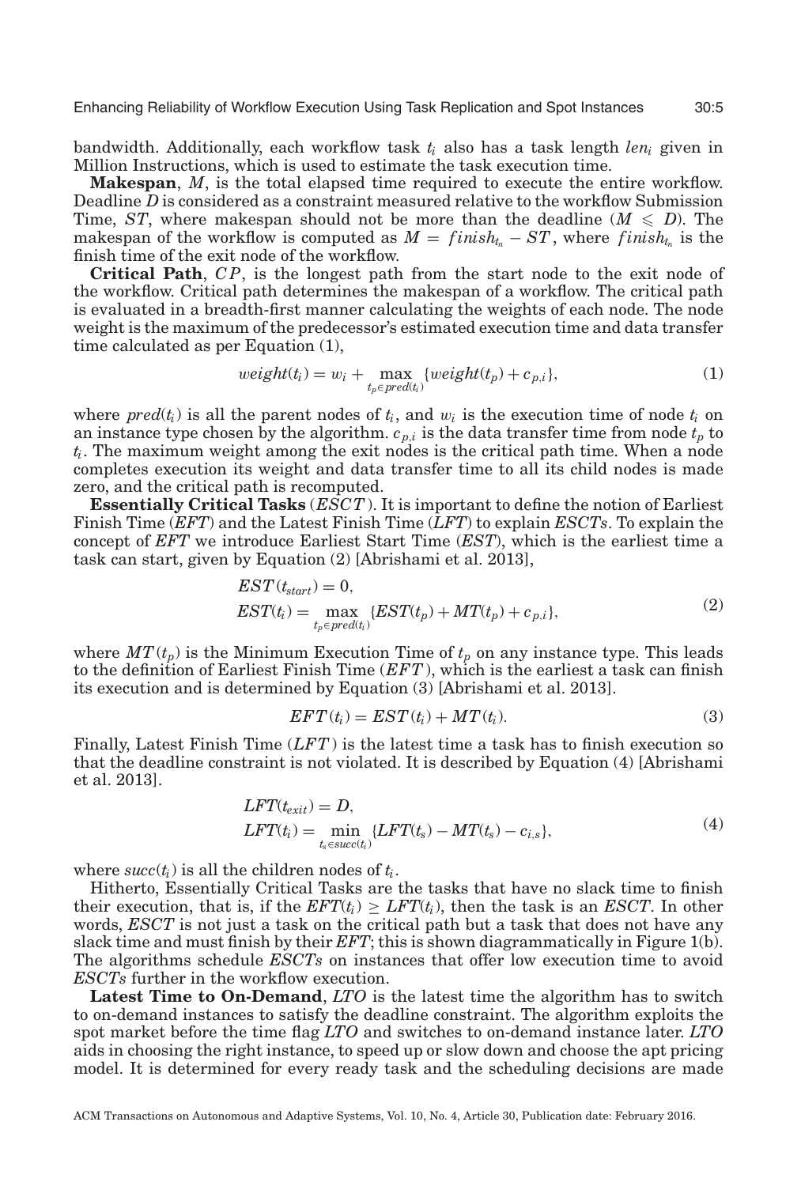bandwidth. Additionally, each workflow task $t_i$ also has a task length $len_i$ given in Million Instructions, which is used to estimate the task execution time.

**Makespan**, $M$, is the total elapsed time required to execute the entire workflow. Deadline $D$ is considered as a constraint measured relative to the workflow Submission Time, $ST$, where makespan should not be more than the deadline ($M \leqslant D$). The makespan of the workflow is computed as $M = finish_{t_n} - ST$, where $finish_{t_n}$ is the finish time of the exit node of the workflow.

**Critical Path**, $CP$, is the longest path from the start node to the exit node of the workflow. Critical path determines the makespan of a workflow. The critical path is evaluated in a breadth-first manner calculating the weights of each node. The node weight is the maximum of the predecessor's estimated execution time and data transfer time calculated as per Equation (1),

$$weight(t_i) = w_i + \max_{t_p \in pred(t_i)} \{weight(t_p) + c_{p,i}\}, \tag{1}$$

where $pred(t_i)$ is all the parent nodes of $t_i$, and $w_i$ is the execution time of node $t_i$ on an instance type chosen by the algorithm. $c_{p,i}$ is the data transfer time from node $t_p$ to $t_i$. The maximum weight among the exit nodes is the critical path time. When a node completes execution its weight and data transfer time to all its child nodes is made zero, and the critical path is recomputed.

**Essentially Critical Tasks** ($ESCT$). It is important to define the notion of Earliest Finish Time ($EFT$) and the Latest Finish Time ($LFT$) to explain $ESCTs$. To explain the concept of $EFT$ we introduce Earliest Start Time ($EST$), which is the earliest time a task can start, given by Equation (2) [Abrishami et al. 2013],

$$\begin{aligned} &EST(t_{start}) = 0, \\ &EST(t_i) = \max_{t_p \in pred(t_i)} \{EST(t_p) + MT(t_p) + c_{p,i}\}, \end{aligned} \tag{2}$$

where $MT(t_p)$ is the Minimum Execution Time of $t_p$ on any instance type. This leads to the definition of Earliest Finish Time ($EFT$), which is the earliest a task can finish its execution and is determined by Equation (3) [Abrishami et al. 2013].

$$EFT(t_i) = EST(t_i) + MT(t_i). \tag{3}$$

Finally, Latest Finish Time ($LFT$) is the latest time a task has to finish execution so that the deadline constraint is not violated. It is described by Equation (4) [Abrishami et al. 2013].

$$\begin{aligned} &LFT(t_{exit}) = D, \\ &LFT(t_i) = \min_{t_s \in succ(t_i)} \{LFT(t_s) - MT(t_s) - c_{i,s}\}, \end{aligned} \tag{4}$$

where $succ(t_i)$ is all the children nodes of $t_i$.

Hitherto, Essentially Critical Tasks are the tasks that have no slack time to finish their execution, that is, if the $EFT(t_i) \geq LFT(t_i)$, then the task is an $ESCT$. In other words, $ESCT$ is not just a task on the critical path but a task that does not have any slack time and must finish by their $EFT$; this is shown diagrammatically in Figure 1(b). The algorithms schedule $ESCTs$ on instances that offer low execution time to avoid $ESCTs$ further in the workflow execution.

**Latest Time to On-Demand**, $LTO$ is the latest time the algorithm has to switch to on-demand instances to satisfy the deadline constraint. The algorithm exploits the spot market before the time flag $LTO$ and switches to on-demand instance later. $LTO$ aids in choosing the right instance, to speed up or slow down and choose the apt pricing model. It is determined for every ready task and the scheduling decisions are made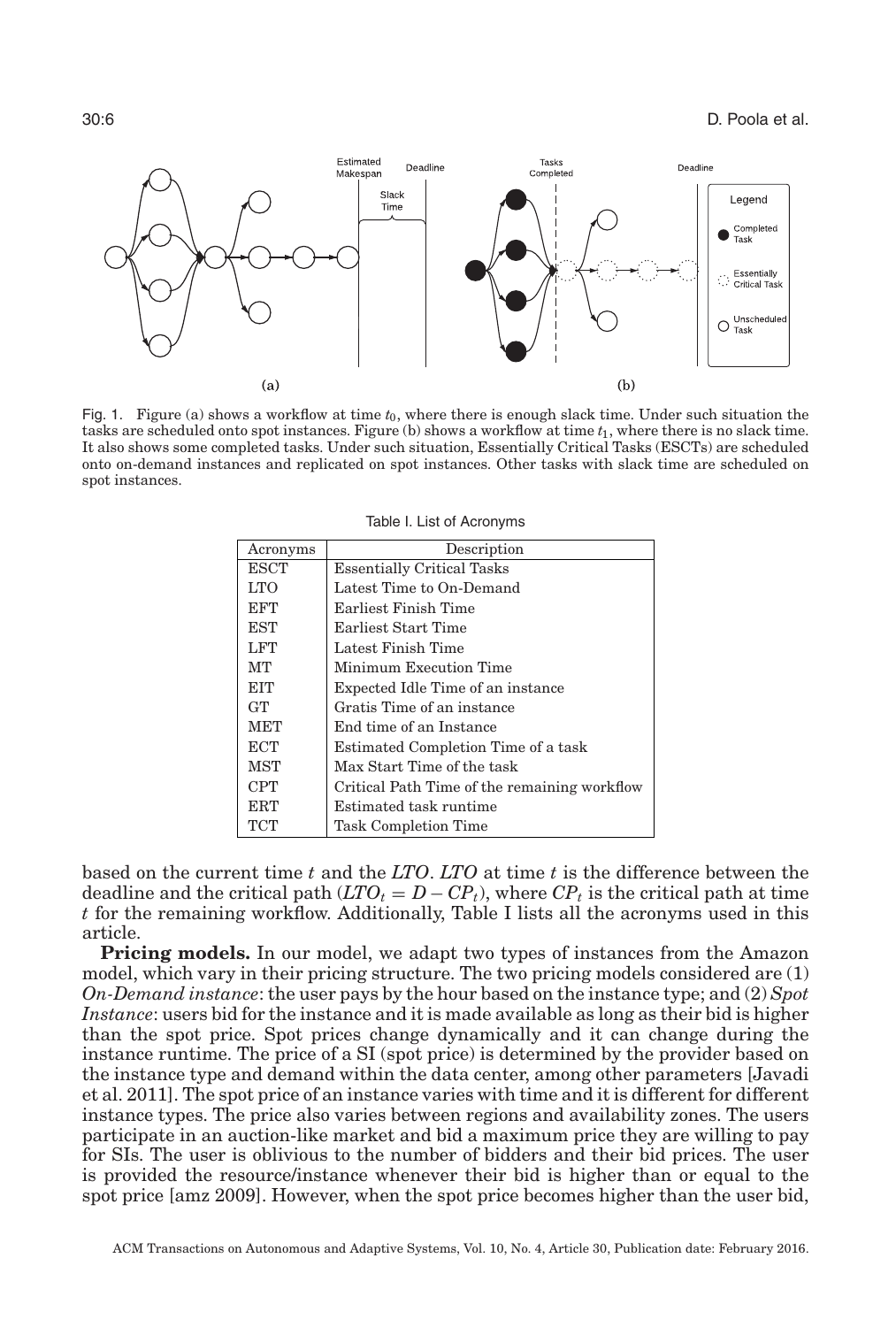Fig. 1. Figure (a) shows a workflow at time $t_0$, where there is enough slack time. Under such situation the tasks are scheduled onto spot instances. Figure (b) shows a workflow at time $t_1$, where there is no slack time. It also shows some completed tasks. Under such situation, Essentially Critical Tasks (ESCTs) are scheduled onto on-demand instances and replicated on spot instances. Other tasks with slack time are scheduled on spot instances.

Table I. List of Acronyms

| Acronyms | Description |
|---|---|
| ESCT | Essentially Critical Tasks |
| LTO | Latest Time to On-Demand |
| EFT | Earliest Finish Time |
| EST | Earliest Start Time |
| LFT | Latest Finish Time |
| MT | Minimum Execution Time |
| EIT | Expected Idle Time of an instance |
| GT | Gratis Time of an instance |
| MET | End time of an Instance |
| ECT | Estimated Completion Time of a task |
| MST | Max Start Time of the task |
| CPT | Critical Path Time of the remaining workflow |
| ERT | Estimated task runtime |
| TCT | Task Completion Time |

based on the current time $t$ and the *LTO*. *LTO* at time $t$ is the difference between the deadline and the critical path ($LTO_t = D - CP_t$), where $CP_t$ is the critical path at time $t$ for the remaining workflow. Additionally, Table I lists all the acronyms used in this article.

**Pricing models.** In our model, we adapt two types of instances from the Amazon model, which vary in their pricing structure. The two pricing models considered are (1) *On-Demand instance*: the user pays by the hour based on the instance type; and (2) *Spot Instance*: users bid for the instance and it is made available as long as their bid is higher than the spot price. Spot prices change dynamically and it can change during the instance runtime. The price of a SI (spot price) is determined by the provider based on the instance type and demand within the data center, among other parameters [Javadi et al. 2011]. The spot price of an instance varies with time and it is different for different instance types. The price also varies between regions and availability zones. The users participate in an auction-like market and bid a maximum price they are willing to pay for SIs. The user is oblivious to the number of bidders and their bid prices. The user is provided the resource/instance whenever their bid is higher than or equal to the spot price [amz 2009]. However, when the spot price becomes higher than the user bid,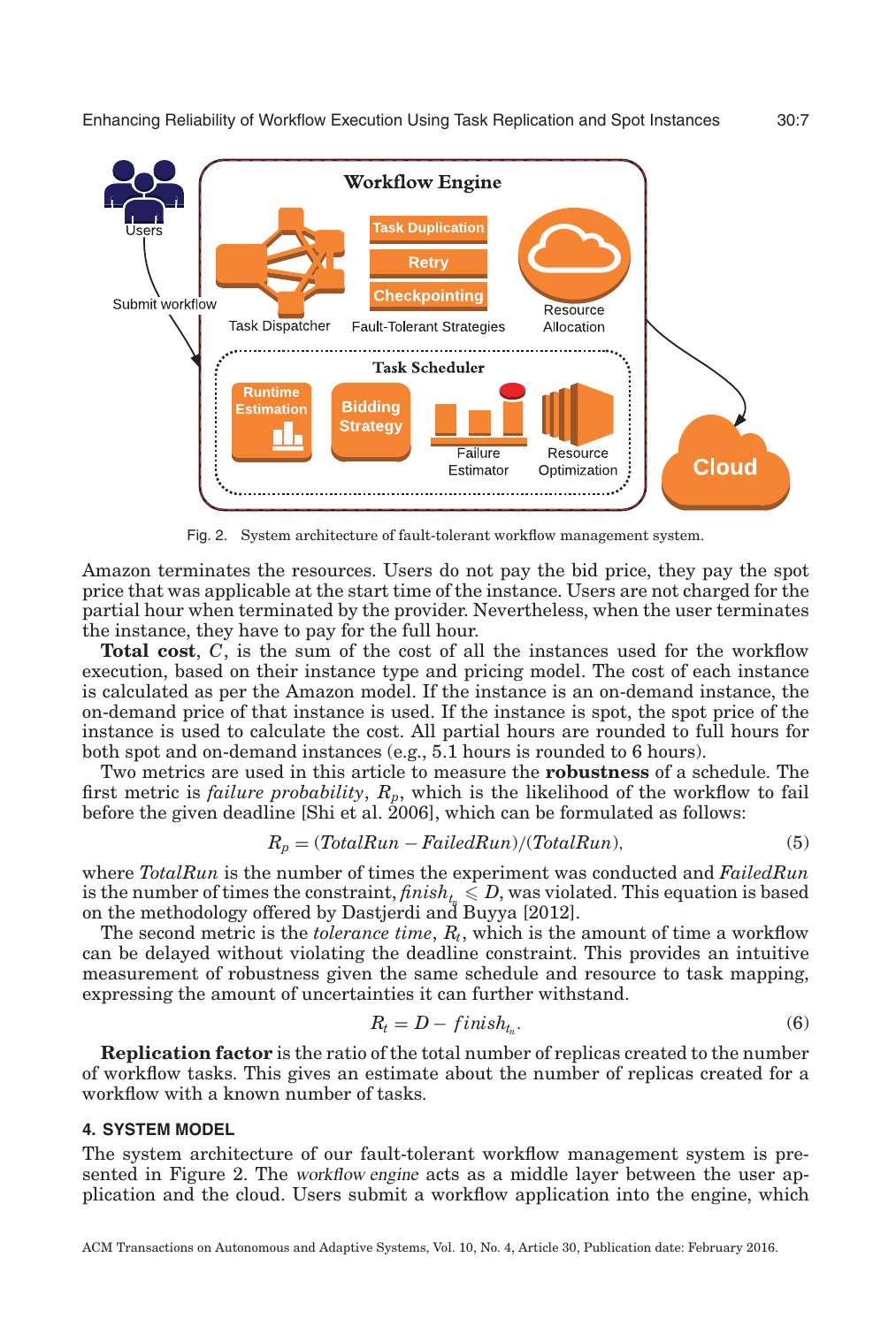Fig. 2. System architecture of fault-tolerant workflow management system.

Amazon terminates the resources. Users do not pay the bid price, they pay the spot price that was applicable at the start time of the instance. Users are not charged for the partial hour when terminated by the provider. Nevertheless, when the user terminates the instance, they have to pay for the full hour.

**Total cost**, $C$, is the sum of the cost of all the instances used for the workflow execution, based on their instance type and pricing model. The cost of each instance is calculated as per the Amazon model. If the instance is an on-demand instance, the on-demand price of that instance is used. If the instance is spot, the spot price of the instance is used to calculate the cost. All partial hours are rounded to full hours for both spot and on-demand instances (e.g., 5.1 hours is rounded to 6 hours).

Two metrics are used in this article to measure the **robustness** of a schedule. The first metric is *failure probability*, $R_p$, which is the likelihood of the workflow to fail before the given deadline [Shi et al. 2006], which can be formulated as follows:

$$R_p = (TotalRun - FailedRun)/(TotalRun), \tag{5}$$

where *TotalRun* is the number of times the experiment was conducted and *FailedRun* is the number of times the constraint, $finish_{t_n} \leqslant D$, was violated. This equation is based on the methodology offered by Dastjerdi and Buyya [2012].

The second metric is the *tolerance time*, $R_t$, which is the amount of time a workflow can be delayed without violating the deadline constraint. This provides an intuitive measurement of robustness given the same schedule and resource to task mapping, expressing the amount of uncertainties it can further withstand.

$$R_t = D - finish_{t_n}. \tag{6}$$

**Replication factor** is the ratio of the total number of replicas created to the number of workflow tasks. This gives an estimate about the number of replicas created for a workflow with a known number of tasks.

## 4. SYSTEM MODEL

The system architecture of our fault-tolerant workflow management system is presented in Figure 2. The *workflow engine* acts as a middle layer between the user application and the cloud. Users submit a workflow application into the engine, which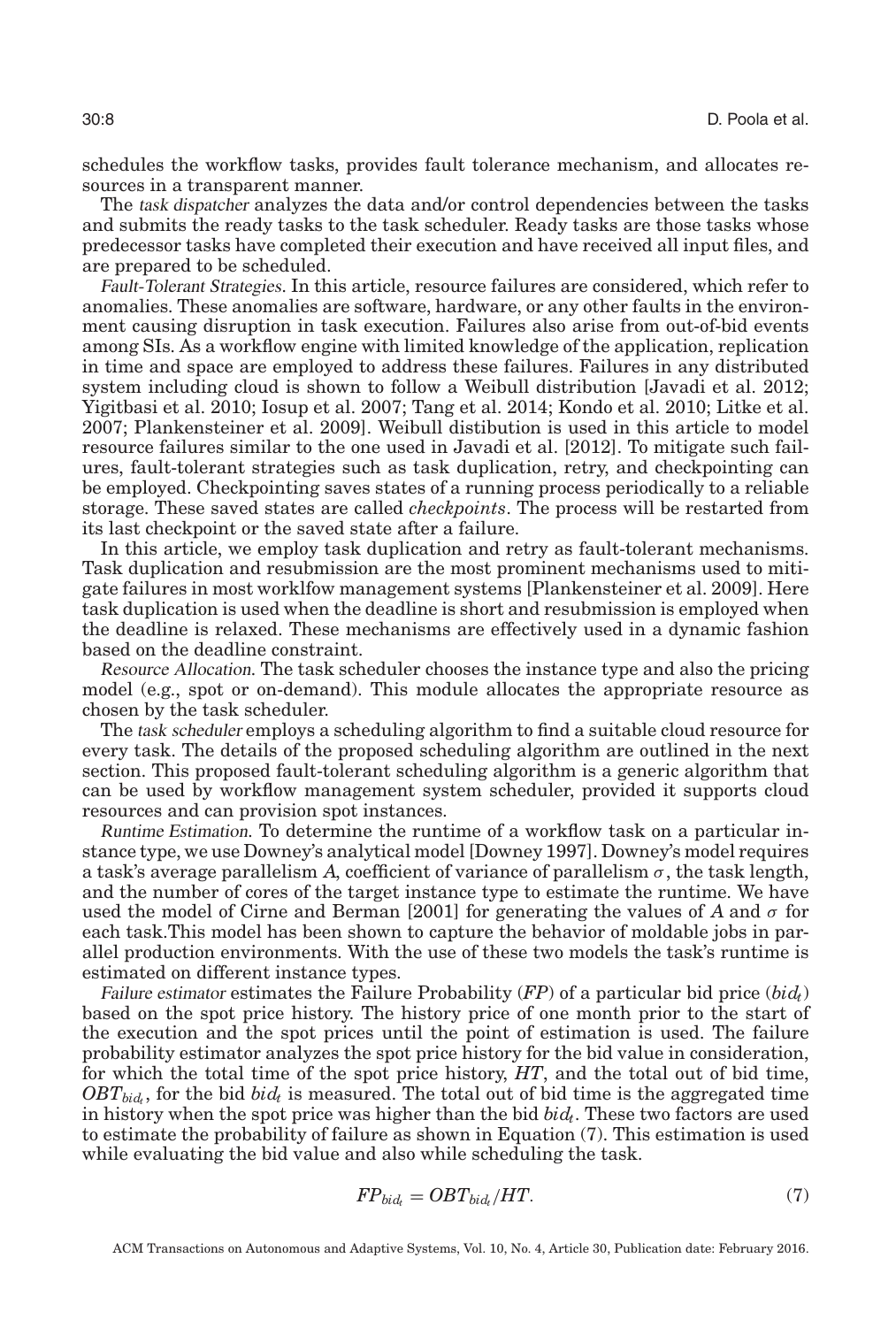schedules the workflow tasks, provides fault tolerance mechanism, and allocates resources in a transparent manner.

The *task dispatcher* analyzes the data and/or control dependencies between the tasks and submits the ready tasks to the task scheduler. Ready tasks are those tasks whose predecessor tasks have completed their execution and have received all input files, and are prepared to be scheduled.

*Fault-Tolerant Strategies.* In this article, resource failures are considered, which refer to anomalies. These anomalies are software, hardware, or any other faults in the environment causing disruption in task execution. Failures also arise from out-of-bid events among SIs. As a workflow engine with limited knowledge of the application, replication in time and space are employed to address these failures. Failures in any distributed system including cloud is shown to follow a Weibull distribution [Javadi et al. 2012; Yigitbasi et al. 2010; Iosup et al. 2007; Tang et al. 2014; Kondo et al. 2010; Litke et al. 2007; Plankensteiner et al. 2009]. Weibull distibution is used in this article to model resource failures similar to the one used in Javadi et al. [2012]. To mitigate such failures, fault-tolerant strategies such as task duplication, retry, and checkpointing can be employed. Checkpointing saves states of a running process periodically to a reliable storage. These saved states are called *checkpoints*. The process will be restarted from its last checkpoint or the saved state after a failure.

In this article, we employ task duplication and retry as fault-tolerant mechanisms. Task duplication and resubmission are the most prominent mechanisms used to mitigate failures in most worklfow management systems [Plankensteiner et al. 2009]. Here task duplication is used when the deadline is short and resubmission is employed when the deadline is relaxed. These mechanisms are effectively used in a dynamic fashion based on the deadline constraint.

*Resource Allocation.* The task scheduler chooses the instance type and also the pricing model (e.g., spot or on-demand). This module allocates the appropriate resource as chosen by the task scheduler.

The *task scheduler* employs a scheduling algorithm to find a suitable cloud resource for every task. The details of the proposed scheduling algorithm are outlined in the next section. This proposed fault-tolerant scheduling algorithm is a generic algorithm that can be used by workflow management system scheduler, provided it supports cloud resources and can provision spot instances.

*Runtime Estimation.* To determine the runtime of a workflow task on a particular instance type, we use Downey's analytical model [Downey 1997]. Downey's model requires a task's average parallelism $A$, coefficient of variance of parallelism $\sigma$, the task length, and the number of cores of the target instance type to estimate the runtime. We have used the model of Cirne and Berman [2001] for generating the values of $A$ and $\sigma$ for each task.This model has been shown to capture the behavior of moldable jobs in parallel production environments. With the use of these two models the task's runtime is estimated on different instance types.

*Failure estimator* estimates the Failure Probability ($FP$) of a particular bid price ($bid_t$) based on the spot price history. The history price of one month prior to the start of the execution and the spot prices until the point of estimation is used. The failure probability estimator analyzes the spot price history for the bid value in consideration, for which the total time of the spot price history, $HT$, and the total out of bid time, $OBT_{bid_t}$, for the bid $bid_t$ is measured. The total out of bid time is the aggregated time in history when the spot price was higher than the bid $bid_t$. These two factors are used to estimate the probability of failure as shown in Equation (7). This estimation is used while evaluating the bid value and also while scheduling the task.

$$FP_{bid_t} = OBT_{bid_t}/HT. \tag{7}$$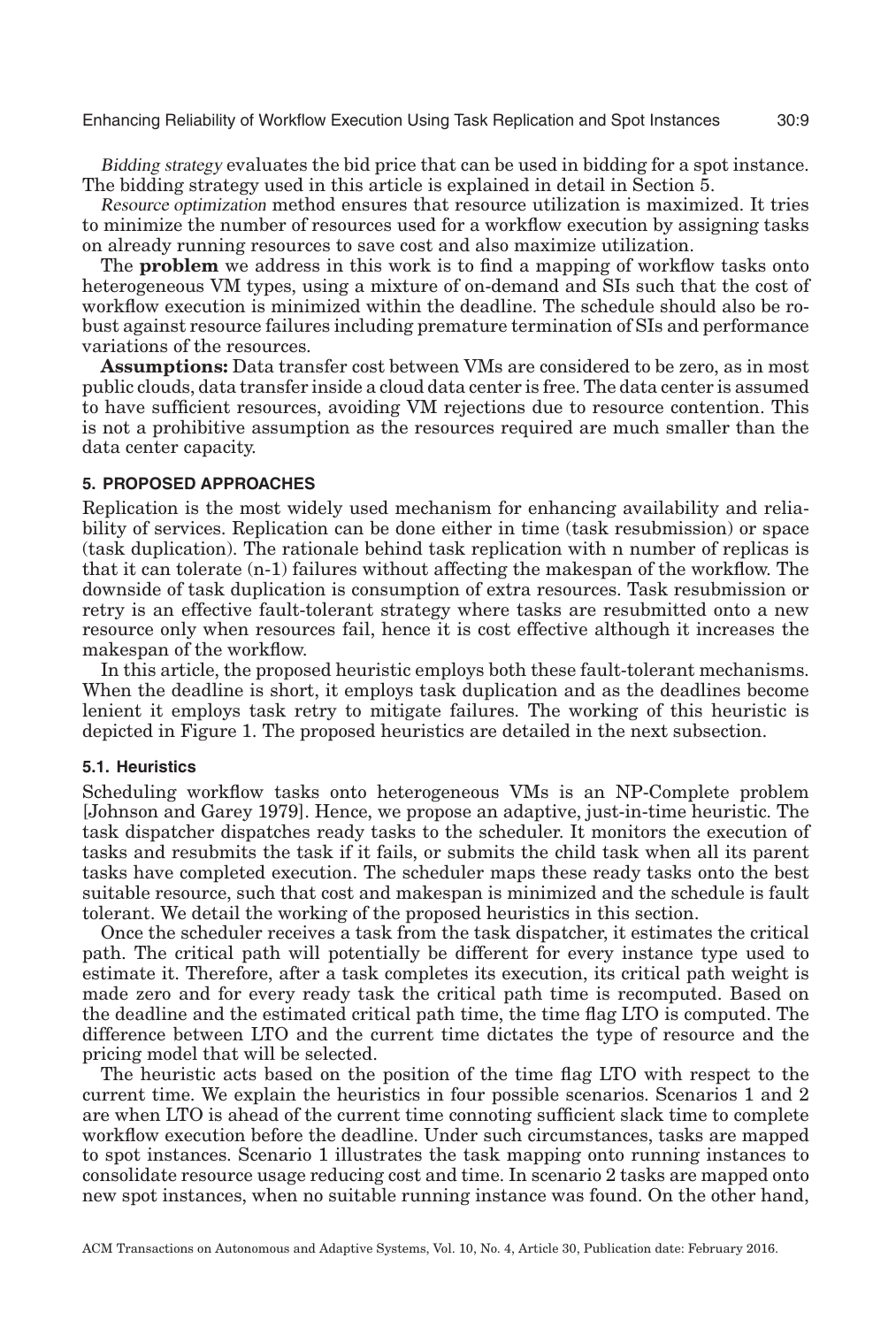*Bidding strategy* evaluates the bid price that can be used in bidding for a spot instance. The bidding strategy used in this article is explained in detail in Section 5.

*Resource optimization* method ensures that resource utilization is maximized. It tries to minimize the number of resources used for a workflow execution by assigning tasks on already running resources to save cost and also maximize utilization.

The **problem** we address in this work is to find a mapping of workflow tasks onto heterogeneous VM types, using a mixture of on-demand and SIs such that the cost of workflow execution is minimized within the deadline. The schedule should also be robust against resource failures including premature termination of SIs and performance variations of the resources.

**Assumptions:** Data transfer cost between VMs are considered to be zero, as in most public clouds, data transfer inside a cloud data center is free. The data center is assumed to have sufficient resources, avoiding VM rejections due to resource contention. This is not a prohibitive assumption as the resources required are much smaller than the data center capacity.

## 5. PROPOSED APPROACHES

Replication is the most widely used mechanism for enhancing availability and reliability of services. Replication can be done either in time (task resubmission) or space (task duplication). The rationale behind task replication with n number of replicas is that it can tolerate (n-1) failures without affecting the makespan of the workflow. The downside of task duplication is consumption of extra resources. Task resubmission or retry is an effective fault-tolerant strategy where tasks are resubmitted onto a new resource only when resources fail, hence it is cost effective although it increases the makespan of the workflow.

In this article, the proposed heuristic employs both these fault-tolerant mechanisms. When the deadline is short, it employs task duplication and as the deadlines become lenient it employs task retry to mitigate failures. The working of this heuristic is depicted in Figure 1. The proposed heuristics are detailed in the next subsection.

### 5.1. Heuristics

Scheduling workflow tasks onto heterogeneous VMs is an NP-Complete problem [Johnson and Garey 1979]. Hence, we propose an adaptive, just-in-time heuristic. The task dispatcher dispatches ready tasks to the scheduler. It monitors the execution of tasks and resubmits the task if it fails, or submits the child task when all its parent tasks have completed execution. The scheduler maps these ready tasks onto the best suitable resource, such that cost and makespan is minimized and the schedule is fault tolerant. We detail the working of the proposed heuristics in this section.

Once the scheduler receives a task from the task dispatcher, it estimates the critical path. The critical path will potentially be different for every instance type used to estimate it. Therefore, after a task completes its execution, its critical path weight is made zero and for every ready task the critical path time is recomputed. Based on the deadline and the estimated critical path time, the time flag LTO is computed. The difference between LTO and the current time dictates the type of resource and the pricing model that will be selected.

The heuristic acts based on the position of the time flag LTO with respect to the current time. We explain the heuristics in four possible scenarios. Scenarios 1 and 2 are when LTO is ahead of the current time connoting sufficient slack time to complete workflow execution before the deadline. Under such circumstances, tasks are mapped to spot instances. Scenario 1 illustrates the task mapping onto running instances to consolidate resource usage reducing cost and time. In scenario 2 tasks are mapped onto new spot instances, when no suitable running instance was found. On the other hand,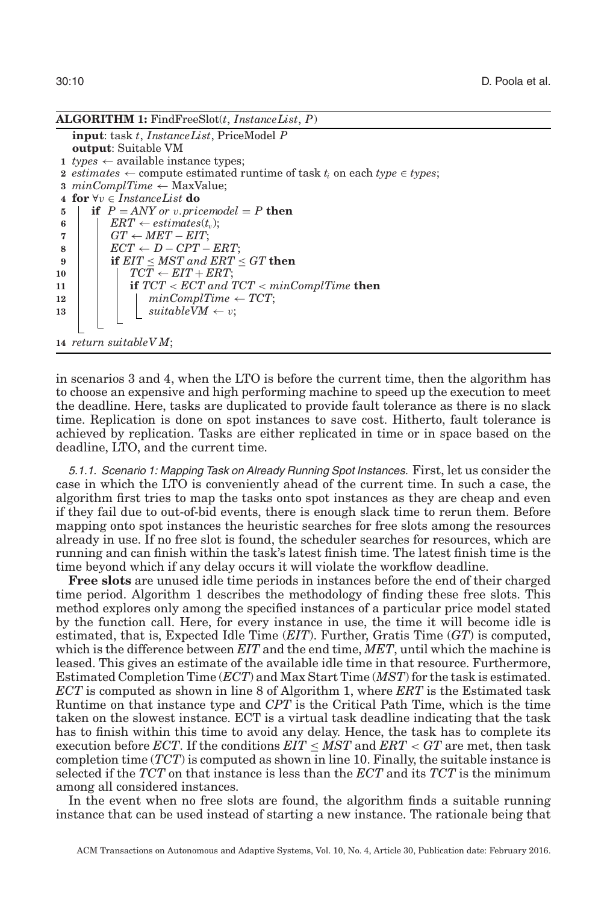**ALGORITHM 1:** FindFreeSlot($t$, *InstanceList*, $P$)

```
   input: task t, InstanceList, PriceModel P
   output: Suitable VM
 1 types ← available instance types;
 2 estimates ← compute estimated runtime of task t_i on each type ∈ types;
 3 minComplTime ← MaxValue;
 4 for ∀v ∈ InstanceList do
 5     if P = ANY or v.pricemodel = P then
 6         ERT ← estimates(t_v);
 7         GT ← MET − EIT;
 8         ECT ← D − CPT − ERT;
 9         if EIT ≤ MST and ERT ≤ GT then
10             TCT ← EIT + ERT;
11             if TCT < ECT and TCT < minComplTime then
12                 minComplTime ← TCT;
13                 suitableVM ← v;

14 return suitableVM;
```

in scenarios 3 and 4, when the LTO is before the current time, then the algorithm has to choose an expensive and high performing machine to speed up the execution to meet the deadline. Here, tasks are duplicated to provide fault tolerance as there is no slack time. Replication is done on spot instances to save cost. Hitherto, fault tolerance is achieved by replication. Tasks are either replicated in time or in space based on the deadline, LTO, and the current time.

*5.1.1. Scenario 1: Mapping Task on Already Running Spot Instances.* First, let us consider the case in which the LTO is conveniently ahead of the current time. In such a case, the algorithm first tries to map the tasks onto spot instances as they are cheap and even if they fail due to out-of-bid events, there is enough slack time to rerun them. Before mapping onto spot instances the heuristic searches for free slots among the resources already in use. If no free slot is found, the scheduler searches for resources, which are running and can finish within the task's latest finish time. The latest finish time is the time beyond which if any delay occurs it will violate the workflow deadline.

**Free slots** are unused idle time periods in instances before the end of their charged time period. Algorithm 1 describes the methodology of finding these free slots. This method explores only among the specified instances of a particular price model stated by the function call. Here, for every instance in use, the time it will become idle is estimated, that is, Expected Idle Time (*EIT*). Further, Gratis Time (*GT*) is computed, which is the difference between *EIT* and the end time, *MET*, until which the machine is leased. This gives an estimate of the available idle time in that resource. Furthermore, Estimated Completion Time (*ECT*) and Max Start Time (*MST*) for the task is estimated. *ECT* is computed as shown in line 8 of Algorithm 1, where *ERT* is the Estimated task Runtime on that instance type and *CPT* is the Critical Path Time, which is the time taken on the slowest instance. ECT is a virtual task deadline indicating that the task has to finish within this time to avoid any delay. Hence, the task has to complete its execution before *ECT*. If the conditions $EIT \leq MST$ and $ERT < GT$ are met, then task completion time (*TCT*) is computed as shown in line 10. Finally, the suitable instance is selected if the *TCT* on that instance is less than the *ECT* and its *TCT* is the minimum among all considered instances.

In the event when no free slots are found, the algorithm finds a suitable running instance that can be used instead of starting a new instance. The rationale being that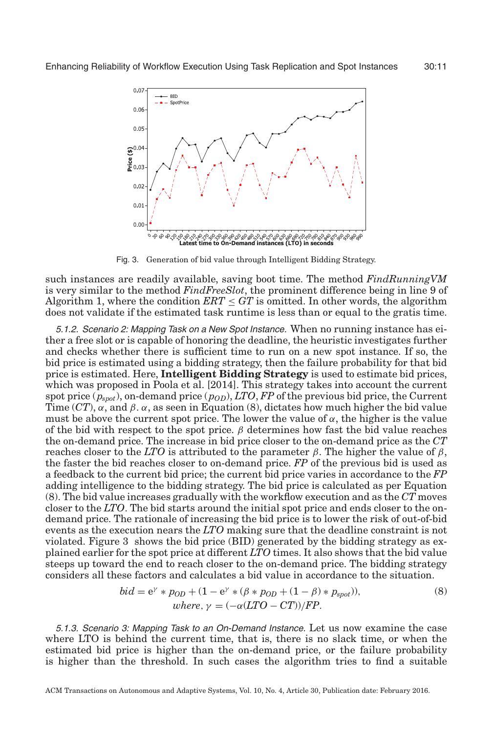Fig. 3. Generation of bid value through Intelligent Bidding Strategy.

such instances are readily available, saving boot time. The method *FindRunningVM* is very similar to the method *FindFreeSlot*, the prominent difference being in line 9 of Algorithm 1, where the condition $ERT \leq GT$ is omitted. In other words, the algorithm does not validate if the estimated task runtime is less than or equal to the gratis time.

*5.1.2. Scenario 2: Mapping Task on a New Spot Instance.* When no running instance has either a free slot or is capable of honoring the deadline, the heuristic investigates further and checks whether there is sufficient time to run on a new spot instance. If so, the bid price is estimated using a bidding strategy, then the failure probability for that bid price is estimated. Here, **Intelligent Bidding Strategy** is used to estimate bid prices, which was proposed in Poola et al. [2014]. This strategy takes into account the current spot price ($p_{spot}$), on-demand price ($p_{OD}$), *LTO*, *FP* of the previous bid price, the Current Time (*CT*), $\alpha$, and $\beta$. $\alpha$, as seen in Equation (8), dictates how much higher the bid value must be above the current spot price. The lower the value of $\alpha$, the higher is the value of the bid with respect to the spot price. $\beta$ determines how fast the bid value reaches the on-demand price. The increase in bid price closer to the on-demand price as the *CT* reaches closer to the *LTO* is attributed to the parameter $\beta$. The higher the value of $\beta$, the faster the bid reaches closer to on-demand price. *FP* of the previous bid is used as a feedback to the current bid price; the current bid price varies in accordance to the *FP* adding intelligence to the bidding strategy. The bid price is calculated as per Equation (8). The bid value increases gradually with the workflow execution and as the *CT* moves closer to the *LTO*. The bid starts around the initial spot price and ends closer to the on-demand price. The rationale of increasing the bid price is to lower the risk of out-of-bid events as the execution nears the *LTO* making sure that the deadline constraint is not violated. Figure 3 shows the bid price (BID) generated by the bidding strategy as explained earlier for the spot price at different *LTO* times. It also shows that the bid value steeps up toward the end to reach closer to the on-demand price. The bidding strategy considers all these factors and calculates a bid value in accordance to the situation.

$$bid = e^{\gamma} * p_{OD} + (1 - e^{\gamma} * (\beta * p_{OD} + (1 - \beta) * p_{spot})), \tag{8}$$
$$where,\ \gamma = (-\alpha(LTO - CT))/FP.$$

*5.1.3. Scenario 3: Mapping Task to an On-Demand Instance.* Let us now examine the case where LTO is behind the current time, that is, there is no slack time, or when the estimated bid price is higher than the on-demand price, or the failure probability is higher than the threshold. In such cases the algorithm tries to find a suitable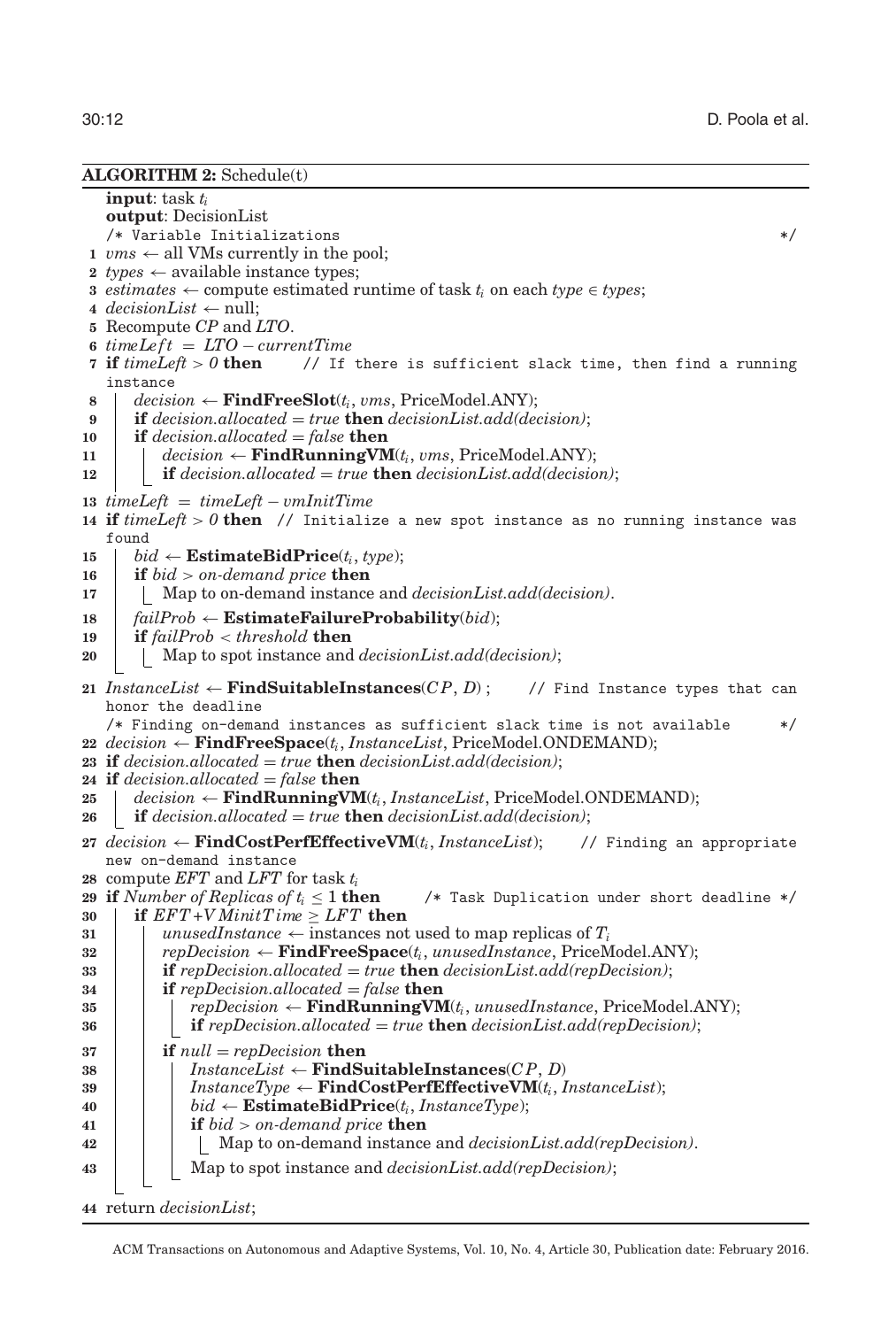**ALGORITHM 2:** Schedule(t)

```
input: task t_i
output: DecisionList
/* Variable Initializations                                                    */
1  vms ← all VMs currently in the pool;
2  types ← available instance types;
3  estimates ← compute estimated runtime of task t_i on each type ∈ types;
4  decisionList ← null;
5  Recompute CP and LTO.
6  timeLeft = LTO − currentTime
7  if timeLeft > 0 then    // If there is sufficient slack time, then find a running instance
8      decision ← FindFreeSlot(t_i, vms, PriceModel.ANY);
9      if decision.allocated = true then decisionList.add(decision);
10     if decision.allocated = false then
11         decision ← FindRunningVM(t_i, vms, PriceModel.ANY);
12         if decision.allocated = true then decisionList.add(decision);
13 timeLeft = timeLeft − vmInitTime
14 if timeLeft > 0 then  // Initialize a new spot instance as no running instance was found
15     bid ← EstimateBidPrice(t_i, type);
16     if bid > on-demand price then
17         Map to on-demand instance and decisionList.add(decision).
18     failProb ← EstimateFailureProbability(bid);
19     if failProb < threshold then
20         Map to spot instance and decisionList.add(decision);
21 InstanceList ← FindSuitableInstances(CP, D);    // Find Instance types that can honor the deadline
/* Finding on-demand instances as sufficient slack time is not available      */
22 decision ← FindFreeSpace(t_i, InstanceList, PriceModel.ONDEMAND);
23 if decision.allocated = true then decisionList.add(decision);
24 if decision.allocated = false then
25     decision ← FindRunningVM(t_i, InstanceList, PriceModel.ONDEMAND);
26     if decision.allocated = true then decisionList.add(decision);
27 decision ← FindCostPerfEffectiveVM(t_i, InstanceList);    // Finding an appropriate new on-demand instance
28 compute EFT and LFT for task t_i
29 if Number of Replicas of t_i ≤ 1 then    /* Task Duplication under short deadline */
30     if EFT+VMinitTime ≥ LFT then
31         unusedInstance ← instances not used to map replicas of T_i
32         repDecision ← FindFreeSpace(t_i, unusedInstance, PriceModel.ANY);
33         if repDecision.allocated = true then decisionList.add(repDecision);
34         if repDecision.allocated = false then
35             repDecision ← FindRunningVM(t_i, unusedInstance, PriceModel.ANY);
36             if repDecision.allocated = true then decisionList.add(repDecision);
37         if null = repDecision then
38             InstanceList ← FindSuitableInstances(CP, D)
39             InstanceType ← FindCostPerfEffectiveVM(t_i, InstanceList);
40             bid ← EstimateBidPrice(t_i, InstanceType);
41             if bid > on-demand price then
42                 Map to on-demand instance and decisionList.add(repDecision).
43             Map to spot instance and decisionList.add(repDecision);
44 return decisionList;
```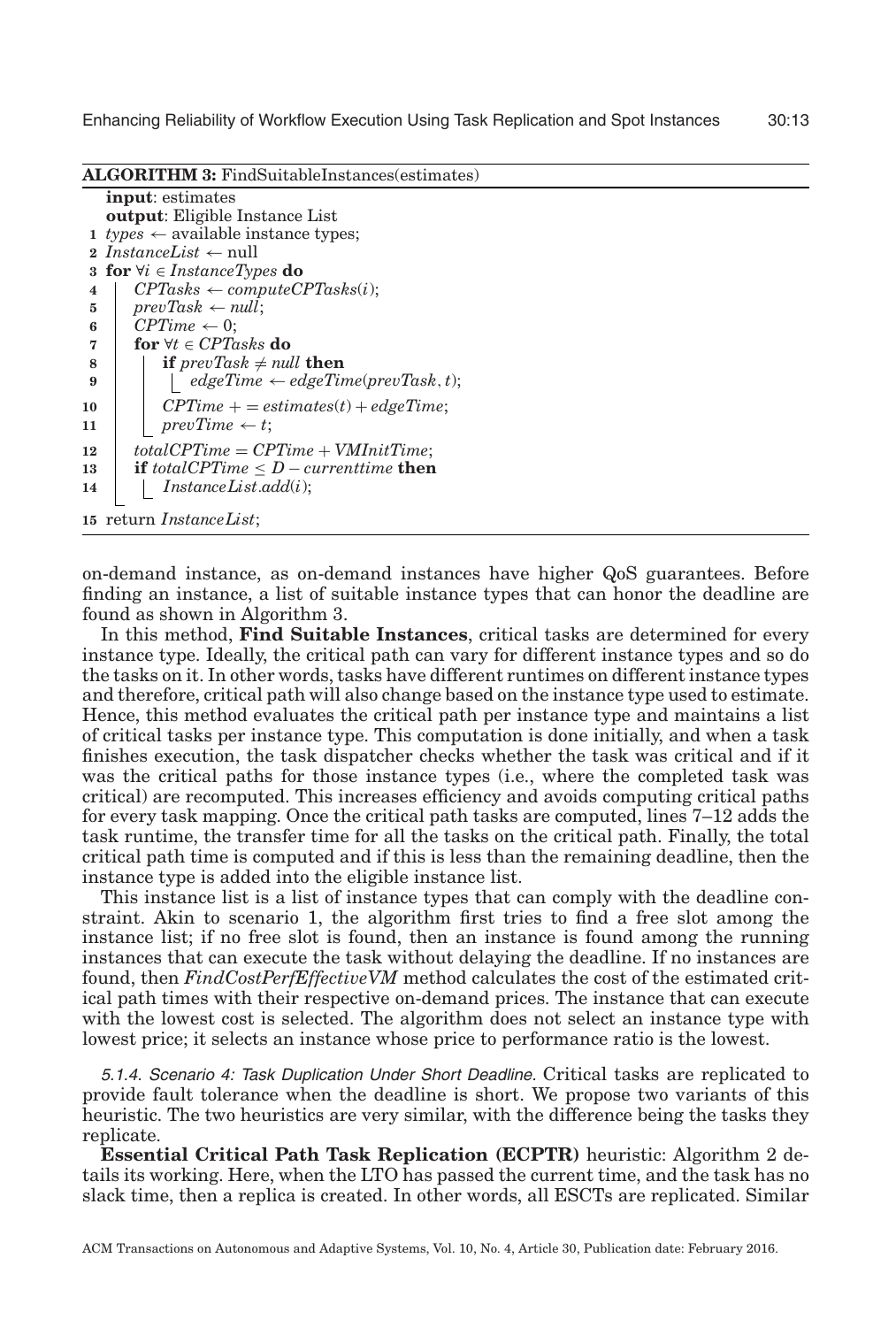**ALGORITHM 3:** FindSuitableInstances(estimates)

```
   input: estimates
   output: Eligible Instance List
 1 types ← available instance types;
 2 InstanceList ← null
 3 for ∀i ∈ InstanceTypes do
 4     CPTasks ← computeCPTasks(i);
 5     prevTask ← null;
 6     CPTime ← 0;
 7     for ∀t ∈ CPTasks do
 8         if prevTask ≠ null then
 9             edgeTime ← edgeTime(prevTask, t);
10         CPTime += estimates(t) + edgeTime;
11         prevTime ← t;
12     totalCPTime = CPTime + VMInitTime;
13     if totalCPTime ≤ D − currenttime then
14         InstanceList.add(i);
15 return InstanceList;
```

on-demand instance, as on-demand instances have higher QoS guarantees. Before finding an instance, a list of suitable instance types that can honor the deadline are found as shown in Algorithm 3.

In this method, **Find Suitable Instances**, critical tasks are determined for every instance type. Ideally, the critical path can vary for different instance types and so do the tasks on it. In other words, tasks have different runtimes on different instance types and therefore, critical path will also change based on the instance type used to estimate. Hence, this method evaluates the critical path per instance type and maintains a list of critical tasks per instance type. This computation is done initially, and when a task finishes execution, the task dispatcher checks whether the task was critical and if it was the critical paths for those instance types (i.e., where the completed task was critical) are recomputed. This increases efficiency and avoids computing critical paths for every task mapping. Once the critical path tasks are computed, lines 7–12 adds the task runtime, the transfer time for all the tasks on the critical path. Finally, the total critical path time is computed and if this is less than the remaining deadline, then the instance type is added into the eligible instance list.

This instance list is a list of instance types that can comply with the deadline constraint. Akin to scenario 1, the algorithm first tries to find a free slot among the instance list; if no free slot is found, then an instance is found among the running instances that can execute the task without delaying the deadline. If no instances are found, then *FindCostPerfEffectiveVM* method calculates the cost of the estimated critical path times with their respective on-demand prices. The instance that can execute with the lowest cost is selected. The algorithm does not select an instance type with lowest price; it selects an instance whose price to performance ratio is the lowest.

#### 5.1.4. Scenario 4: Task Duplication Under Short Deadline.

Critical tasks are replicated to provide fault tolerance when the deadline is short. We propose two variants of this heuristic. The two heuristics are very similar, with the difference being the tasks they replicate.

**Essential Critical Path Task Replication (ECPTR)** heuristic: Algorithm 2 details its working. Here, when the LTO has passed the current time, and the task has no slack time, then a replica is created. In other words, all ESCTs are replicated. Similar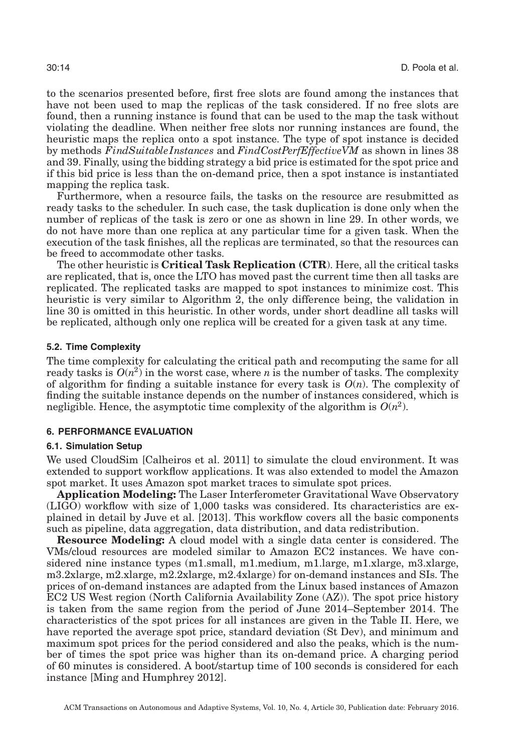to the scenarios presented before, first free slots are found among the instances that have not been used to map the replicas of the task considered. If no free slots are found, then a running instance is found that can be used to the map the task without violating the deadline. When neither free slots nor running instances are found, the heuristic maps the replica onto a spot instance. The type of spot instance is decided by methods *FindSuitableInstances* and *FindCostPerfEffectiveVM* as shown in lines 38 and 39. Finally, using the bidding strategy a bid price is estimated for the spot price and if this bid price is less than the on-demand price, then a spot instance is instantiated mapping the replica task.

Furthermore, when a resource fails, the tasks on the resource are resubmitted as ready tasks to the scheduler. In such case, the task duplication is done only when the number of replicas of the task is zero or one as shown in line 29. In other words, we do not have more than one replica at any particular time for a given task. When the execution of the task finishes, all the replicas are terminated, so that the resources can be freed to accommodate other tasks.

The other heuristic is **Critical Task Replication (CTR)**. Here, all the critical tasks are replicated, that is, once the LTO has moved past the current time then all tasks are replicated. The replicated tasks are mapped to spot instances to minimize cost. This heuristic is very similar to Algorithm 2, the only difference being, the validation in line 30 is omitted in this heuristic. In other words, under short deadline all tasks will be replicated, although only one replica will be created for a given task at any time.

### 5.2. Time Complexity

The time complexity for calculating the critical path and recomputing the same for all ready tasks is $O(n^2)$ in the worst case, where $n$ is the number of tasks. The complexity of algorithm for finding a suitable instance for every task is $O(n)$. The complexity of finding the suitable instance depends on the number of instances considered, which is negligible. Hence, the asymptotic time complexity of the algorithm is $O(n^2)$.

## 6. PERFORMANCE EVALUATION

### 6.1. Simulation Setup

We used CloudSim [Calheiros et al. 2011] to simulate the cloud environment. It was extended to support workflow applications. It was also extended to model the Amazon spot market. It uses Amazon spot market traces to simulate spot prices.

**Application Modeling:** The Laser Interferometer Gravitational Wave Observatory (LIGO) workflow with size of 1,000 tasks was considered. Its characteristics are explained in detail by Juve et al. [2013]. This workflow covers all the basic components such as pipeline, data aggregation, data distribution, and data redistribution.

**Resource Modeling:** A cloud model with a single data center is considered. The VMs/cloud resources are modeled similar to Amazon EC2 instances. We have considered nine instance types (m1.small, m1.medium, m1.large, m1.xlarge, m3.xlarge, m3.2xlarge, m2.xlarge, m2.2xlarge, m2.4xlarge) for on-demand instances and SIs. The prices of on-demand instances are adapted from the Linux based instances of Amazon EC2 US West region (North California Availability Zone (AZ)). The spot price history is taken from the same region from the period of June 2014–September 2014. The characteristics of the spot prices for all instances are given in the Table II. Here, we have reported the average spot price, standard deviation (St Dev), and minimum and maximum spot prices for the period considered and also the peaks, which is the number of times the spot price was higher than its on-demand price. A charging period of 60 minutes is considered. A boot/startup time of 100 seconds is considered for each instance [Ming and Humphrey 2012].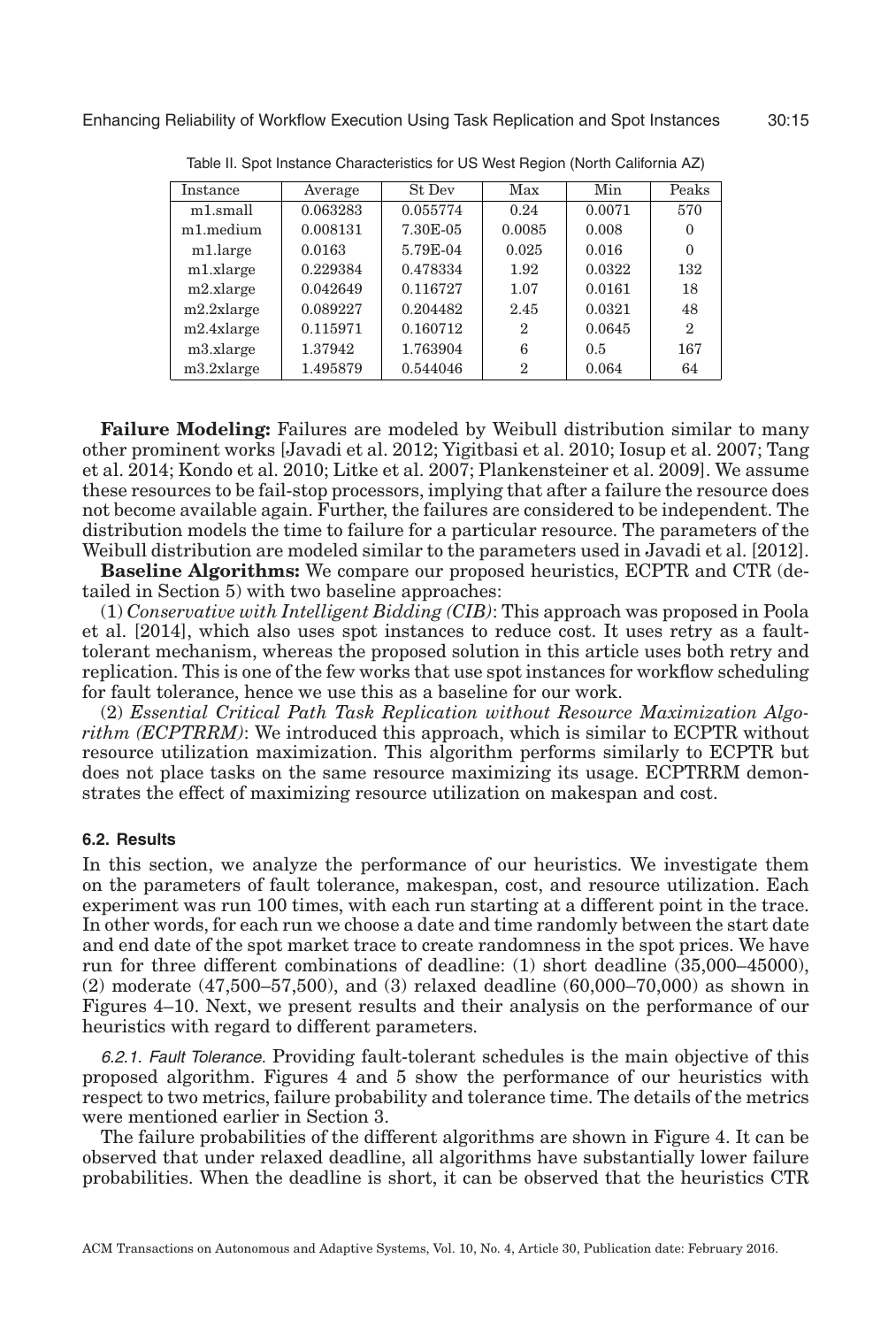Table II. Spot Instance Characteristics for US West Region (North California AZ)

| Instance | Average | St Dev | Max | Min | Peaks |
|---|---|---|---|---|---|
| m1.small | 0.063283 | 0.055774 | 0.24 | 0.0071 | 570 |
| m1.medium | 0.008131 | 7.30E-05 | 0.0085 | 0.008 | 0 |
| m1.large | 0.0163 | 5.79E-04 | 0.025 | 0.016 | 0 |
| m1.xlarge | 0.229384 | 0.478334 | 1.92 | 0.0322 | 132 |
| m2.xlarge | 0.042649 | 0.116727 | 1.07 | 0.0161 | 18 |
| m2.2xlarge | 0.089227 | 0.204482 | 2.45 | 0.0321 | 48 |
| m2.4xlarge | 0.115971 | 0.160712 | 2 | 0.0645 | 2 |
| m3.xlarge | 1.37942 | 1.763904 | 6 | 0.5 | 167 |
| m3.2xlarge | 1.495879 | 0.544046 | 2 | 0.064 | 64 |

**Failure Modeling:** Failures are modeled by Weibull distribution similar to many other prominent works [Javadi et al. 2012; Yigitbasi et al. 2010; Iosup et al. 2007; Tang et al. 2014; Kondo et al. 2010; Litke et al. 2007; Plankensteiner et al. 2009]. We assume these resources to be fail-stop processors, implying that after a failure the resource does not become available again. Further, the failures are considered to be independent. The distribution models the time to failure for a particular resource. The parameters of the Weibull distribution are modeled similar to the parameters used in Javadi et al. [2012].

**Baseline Algorithms:** We compare our proposed heuristics, ECPTR and CTR (detailed in Section 5) with two baseline approaches:

(1) *Conservative with Intelligent Bidding (CIB)*: This approach was proposed in Poola et al. [2014], which also uses spot instances to reduce cost. It uses retry as a fault-tolerant mechanism, whereas the proposed solution in this article uses both retry and replication. This is one of the few works that use spot instances for workflow scheduling for fault tolerance, hence we use this as a baseline for our work.

(2) *Essential Critical Path Task Replication without Resource Maximization Algorithm (ECPTRRM)*: We introduced this approach, which is similar to ECPTR without resource utilization maximization. This algorithm performs similarly to ECPTR but does not place tasks on the same resource maximizing its usage. ECPTRRM demonstrates the effect of maximizing resource utilization on makespan and cost.

### 6.2. Results

In this section, we analyze the performance of our heuristics. We investigate them on the parameters of fault tolerance, makespan, cost, and resource utilization. Each experiment was run 100 times, with each run starting at a different point in the trace. In other words, for each run we choose a date and time randomly between the start date and end date of the spot market trace to create randomness in the spot prices. We have run for three different combinations of deadline: (1) short deadline (35,000–45000), (2) moderate (47,500–57,500), and (3) relaxed deadline (60,000–70,000) as shown in Figures 4–10. Next, we present results and their analysis on the performance of our heuristics with regard to different parameters.

*6.2.1. Fault Tolerance.* Providing fault-tolerant schedules is the main objective of this proposed algorithm. Figures 4 and 5 show the performance of our heuristics with respect to two metrics, failure probability and tolerance time. The details of the metrics were mentioned earlier in Section 3.

The failure probabilities of the different algorithms are shown in Figure 4. It can be observed that under relaxed deadline, all algorithms have substantially lower failure probabilities. When the deadline is short, it can be observed that the heuristics CTR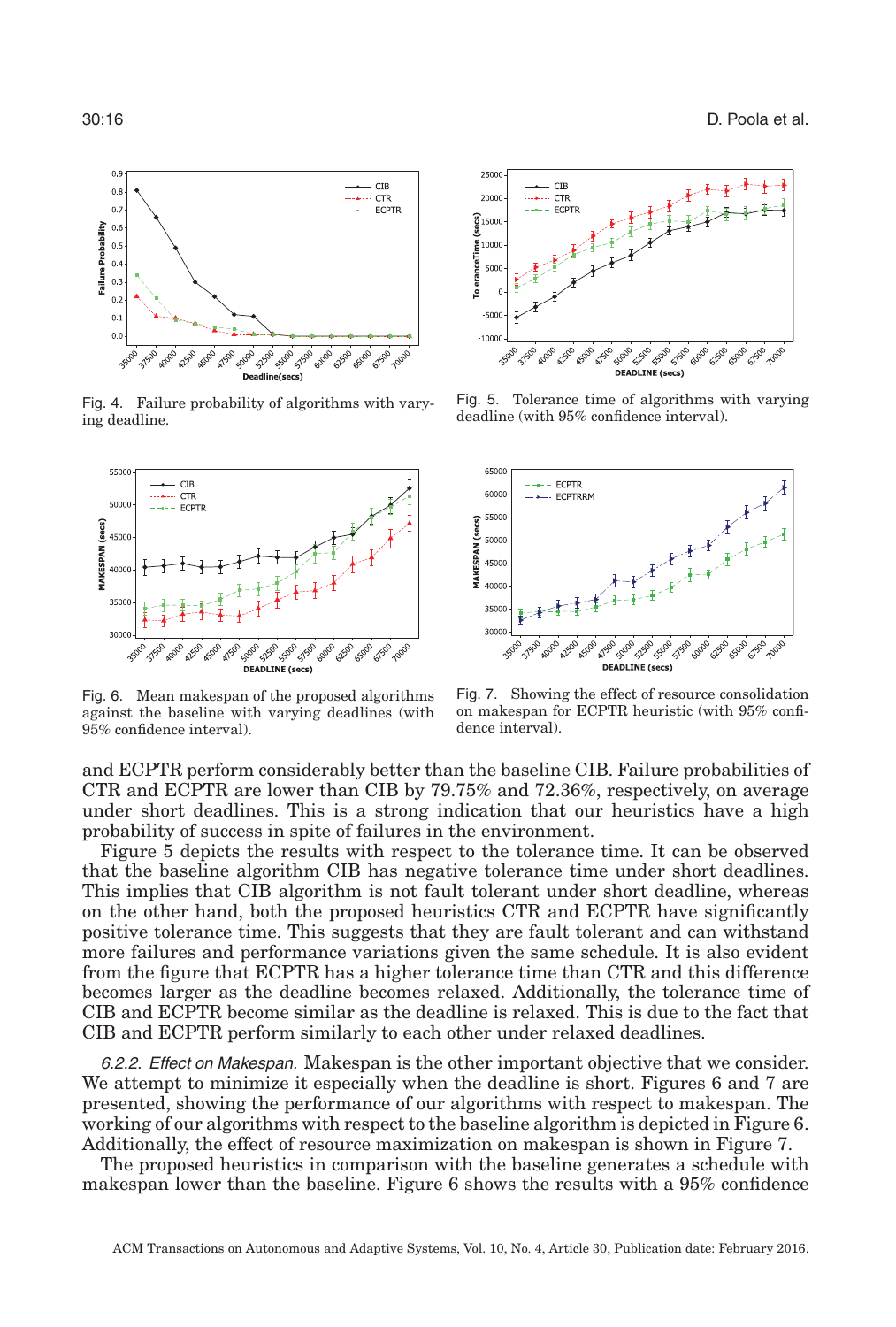Fig. 4. Failure probability of algorithms with varying deadline.

Fig. 5. Tolerance time of algorithms with varying deadline (with 95% confidence interval).

Fig. 6. Mean makespan of the proposed algorithms against the baseline with varying deadlines (with 95% confidence interval).

Fig. 7. Showing the effect of resource consolidation on makespan for ECPTR heuristic (with 95% confidence interval).

and ECPTR perform considerably better than the baseline CIB. Failure probabilities of CTR and ECPTR are lower than CIB by 79.75% and 72.36%, respectively, on average under short deadlines. This is a strong indication that our heuristics have a high probability of success in spite of failures in the environment.

Figure 5 depicts the results with respect to the tolerance time. It can be observed that the baseline algorithm CIB has negative tolerance time under short deadlines. This implies that CIB algorithm is not fault tolerant under short deadline, whereas on the other hand, both the proposed heuristics CTR and ECPTR have significantly positive tolerance time. This suggests that they are fault tolerant and can withstand more failures and performance variations given the same schedule. It is also evident from the figure that ECPTR has a higher tolerance time than CTR and this difference becomes larger as the deadline becomes relaxed. Additionally, the tolerance time of CIB and ECPTR become similar as the deadline is relaxed. This is due to the fact that CIB and ECPTR perform similarly to each other under relaxed deadlines.

*6.2.2. Effect on Makespan.* Makespan is the other important objective that we consider. We attempt to minimize it especially when the deadline is short. Figures 6 and 7 are presented, showing the performance of our algorithms with respect to makespan. The working of our algorithms with respect to the baseline algorithm is depicted in Figure 6. Additionally, the effect of resource maximization on makespan is shown in Figure 7.

The proposed heuristics in comparison with the baseline generates a schedule with makespan lower than the baseline. Figure 6 shows the results with a 95% confidence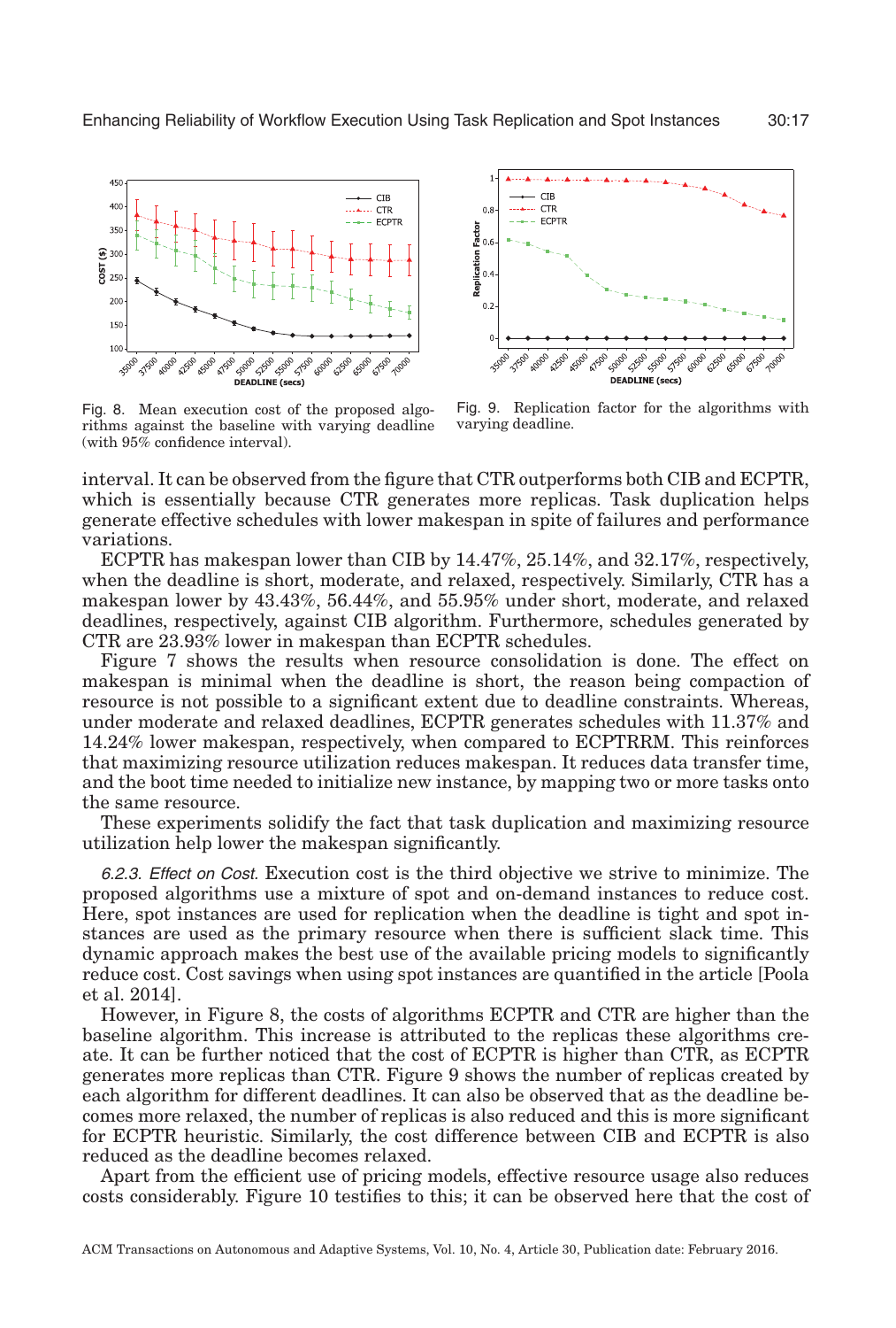Fig. 8. Mean execution cost of the proposed algorithms against the baseline with varying deadline (with 95% confidence interval).

Fig. 9. Replication factor for the algorithms with varying deadline.

interval. It can be observed from the figure that CTR outperforms both CIB and ECPTR, which is essentially because CTR generates more replicas. Task duplication helps generate effective schedules with lower makespan in spite of failures and performance variations.

ECPTR has makespan lower than CIB by 14.47%, 25.14%, and 32.17%, respectively, when the deadline is short, moderate, and relaxed, respectively. Similarly, CTR has a makespan lower by 43.43%, 56.44%, and 55.95% under short, moderate, and relaxed deadlines, respectively, against CIB algorithm. Furthermore, schedules generated by CTR are 23.93% lower in makespan than ECPTR schedules.

Figure 7 shows the results when resource consolidation is done. The effect on makespan is minimal when the deadline is short, the reason being compaction of resource is not possible to a significant extent due to deadline constraints. Whereas, under moderate and relaxed deadlines, ECPTR generates schedules with 11.37% and 14.24% lower makespan, respectively, when compared to ECPTRRM. This reinforces that maximizing resource utilization reduces makespan. It reduces data transfer time, and the boot time needed to initialize new instance, by mapping two or more tasks onto the same resource.

These experiments solidify the fact that task duplication and maximizing resource utilization help lower the makespan significantly.

*6.2.3. Effect on Cost.* Execution cost is the third objective we strive to minimize. The proposed algorithms use a mixture of spot and on-demand instances to reduce cost. Here, spot instances are used for replication when the deadline is tight and spot instances are used as the primary resource when there is sufficient slack time. This dynamic approach makes the best use of the available pricing models to significantly reduce cost. Cost savings when using spot instances are quantified in the article [Poola et al. 2014].

However, in Figure 8, the costs of algorithms ECPTR and CTR are higher than the baseline algorithm. This increase is attributed to the replicas these algorithms create. It can be further noticed that the cost of ECPTR is higher than CTR, as ECPTR generates more replicas than CTR. Figure 9 shows the number of replicas created by each algorithm for different deadlines. It can also be observed that as the deadline becomes more relaxed, the number of replicas is also reduced and this is more significant for ECPTR heuristic. Similarly, the cost difference between CIB and ECPTR is also reduced as the deadline becomes relaxed.

Apart from the efficient use of pricing models, effective resource usage also reduces costs considerably. Figure 10 testifies to this; it can be observed here that the cost of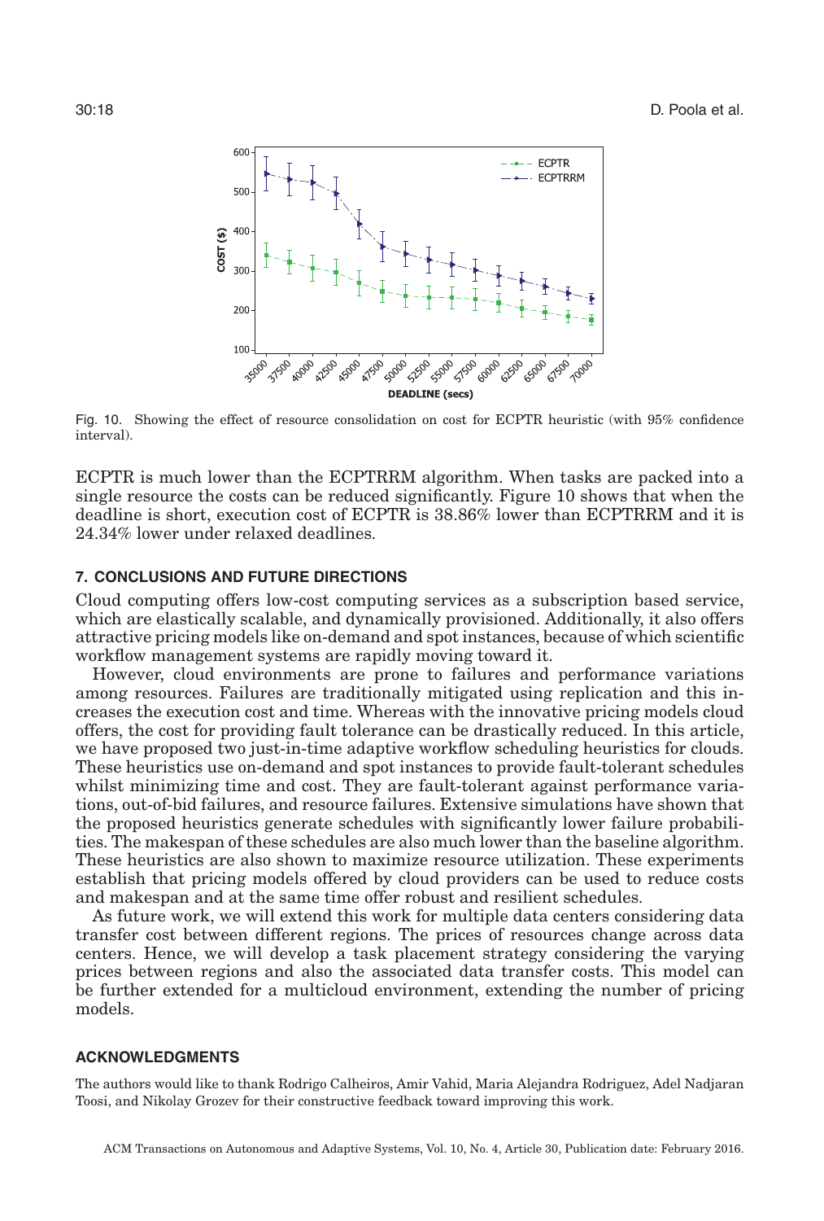Fig. 10. Showing the effect of resource consolidation on cost for ECPTR heuristic (with 95% confidence interval).

ECPTR is much lower than the ECPTRRM algorithm. When tasks are packed into a single resource the costs can be reduced significantly. Figure 10 shows that when the deadline is short, execution cost of ECPTR is 38.86% lower than ECPTRRM and it is 24.34% lower under relaxed deadlines.

## 7. CONCLUSIONS AND FUTURE DIRECTIONS

Cloud computing offers low-cost computing services as a subscription based service, which are elastically scalable, and dynamically provisioned. Additionally, it also offers attractive pricing models like on-demand and spot instances, because of which scientific workflow management systems are rapidly moving toward it.

However, cloud environments are prone to failures and performance variations among resources. Failures are traditionally mitigated using replication and this increases the execution cost and time. Whereas with the innovative pricing models cloud offers, the cost for providing fault tolerance can be drastically reduced. In this article, we have proposed two just-in-time adaptive workflow scheduling heuristics for clouds. These heuristics use on-demand and spot instances to provide fault-tolerant schedules whilst minimizing time and cost. They are fault-tolerant against performance variations, out-of-bid failures, and resource failures. Extensive simulations have shown that the proposed heuristics generate schedules with significantly lower failure probabilities. The makespan of these schedules are also much lower than the baseline algorithm. These heuristics are also shown to maximize resource utilization. These experiments establish that pricing models offered by cloud providers can be used to reduce costs and makespan and at the same time offer robust and resilient schedules.

As future work, we will extend this work for multiple data centers considering data transfer cost between different regions. The prices of resources change across data centers. Hence, we will develop a task placement strategy considering the varying prices between regions and also the associated data transfer costs. This model can be further extended for a multicloud environment, extending the number of pricing models.

## ACKNOWLEDGMENTS

The authors would like to thank Rodrigo Calheiros, Amir Vahid, Maria Alejandra Rodriguez, Adel Nadjaran Toosi, and Nikolay Grozev for their constructive feedback toward improving this work.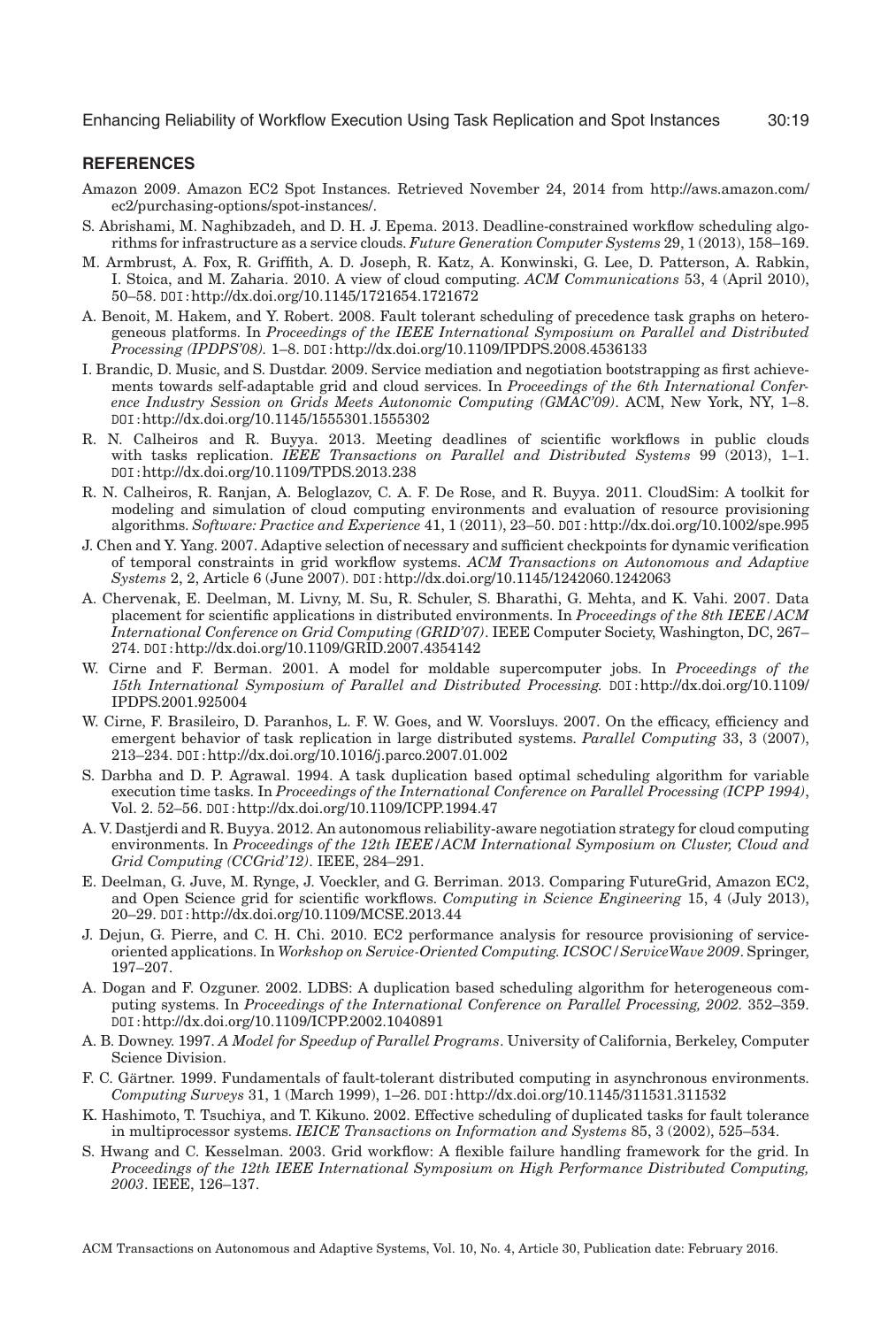## REFERENCES

Amazon 2009. Amazon EC2 Spot Instances. Retrieved November 24, 2014 from http://aws.amazon.com/ec2/purchasing-options/spot-instances/.

S. Abrishami, M. Naghibzadeh, and D. H. J. Epema. 2013. Deadline-constrained workflow scheduling algorithms for infrastructure as a service clouds. *Future Generation Computer Systems* 29, 1 (2013), 158–169.

M. Armbrust, A. Fox, R. Griffith, A. D. Joseph, R. Katz, A. Konwinski, G. Lee, D. Patterson, A. Rabkin, I. Stoica, and M. Zaharia. 2010. A view of cloud computing. *ACM Communications* 53, 4 (April 2010), 50–58. DOI:http://dx.doi.org/10.1145/1721654.1721672

A. Benoit, M. Hakem, and Y. Robert. 2008. Fault tolerant scheduling of precedence task graphs on heterogeneous platforms. In *Proceedings of the IEEE International Symposium on Parallel and Distributed Processing (IPDPS'08)*. 1–8. DOI:http://dx.doi.org/10.1109/IPDPS.2008.4536133

I. Brandic, D. Music, and S. Dustdar. 2009. Service mediation and negotiation bootstrapping as first achievements towards self-adaptable grid and cloud services. In *Proceedings of the 6th International Conference Industry Session on Grids Meets Autonomic Computing (GMAC'09)*. ACM, New York, NY, 1–8. DOI:http://dx.doi.org/10.1145/1555301.1555302

R. N. Calheiros and R. Buyya. 2013. Meeting deadlines of scientific workflows in public clouds with tasks replication. *IEEE Transactions on Parallel and Distributed Systems* 99 (2013), 1–1. DOI:http://dx.doi.org/10.1109/TPDS.2013.238

R. N. Calheiros, R. Ranjan, A. Beloglazov, C. A. F. De Rose, and R. Buyya. 2011. CloudSim: A toolkit for modeling and simulation of cloud computing environments and evaluation of resource provisioning algorithms. *Software: Practice and Experience* 41, 1 (2011), 23–50. DOI:http://dx.doi.org/10.1002/spe.995

J. Chen and Y. Yang. 2007. Adaptive selection of necessary and sufficient checkpoints for dynamic verification of temporal constraints in grid workflow systems. *ACM Transactions on Autonomous and Adaptive Systems* 2, 2, Article 6 (June 2007). DOI:http://dx.doi.org/10.1145/1242060.1242063

A. Chervenak, E. Deelman, M. Livny, M. Su, R. Schuler, S. Bharathi, G. Mehta, and K. Vahi. 2007. Data placement for scientific applications in distributed environments. In *Proceedings of the 8th IEEE/ACM International Conference on Grid Computing (GRID'07)*. IEEE Computer Society, Washington, DC, 267–274. DOI:http://dx.doi.org/10.1109/GRID.2007.4354142

W. Cirne and F. Berman. 2001. A model for moldable supercomputer jobs. In *Proceedings of the 15th International Symposium of Parallel and Distributed Processing.* DOI:http://dx.doi.org/10.1109/IPDPS.2001.925004

W. Cirne, F. Brasileiro, D. Paranhos, L. F. W. Goes, and W. Voorsluys. 2007. On the efficacy, efficiency and emergent behavior of task replication in large distributed systems. *Parallel Computing* 33, 3 (2007), 213–234. DOI:http://dx.doi.org/10.1016/j.parco.2007.01.002

S. Darbha and D. P. Agrawal. 1994. A task duplication based optimal scheduling algorithm for variable execution time tasks. In *Proceedings of the International Conference on Parallel Processing (ICPP 1994)*, Vol. 2. 52–56. DOI:http://dx.doi.org/10.1109/ICPP.1994.47

A. V. Dastjerdi and R. Buyya. 2012. An autonomous reliability-aware negotiation strategy for cloud computing environments. In *Proceedings of the 12th IEEE/ACM International Symposium on Cluster, Cloud and Grid Computing (CCGrid'12)*. IEEE, 284–291.

E. Deelman, G. Juve, M. Rynge, J. Voeckler, and G. Berriman. 2013. Comparing FutureGrid, Amazon EC2, and Open Science grid for scientific workflows. *Computing in Science Engineering* 15, 4 (July 2013), 20–29. DOI:http://dx.doi.org/10.1109/MCSE.2013.44

J. Dejun, G. Pierre, and C. H. Chi. 2010. EC2 performance analysis for resource provisioning of service-oriented applications. In *Workshop on Service-Oriented Computing. ICSOC/ServiceWave 2009*. Springer, 197–207.

A. Dogan and F. Ozguner. 2002. LDBS: A duplication based scheduling algorithm for heterogeneous computing systems. In *Proceedings of the International Conference on Parallel Processing, 2002.* 352–359. DOI:http://dx.doi.org/10.1109/ICPP.2002.1040891

A. B. Downey. 1997. *A Model for Speedup of Parallel Programs*. University of California, Berkeley, Computer Science Division.

F. C. Gärtner. 1999. Fundamentals of fault-tolerant distributed computing in asynchronous environments. *Computing Surveys* 31, 1 (March 1999), 1–26. DOI:http://dx.doi.org/10.1145/311531.311532

K. Hashimoto, T. Tsuchiya, and T. Kikuno. 2002. Effective scheduling of duplicated tasks for fault tolerance in multiprocessor systems. *IEICE Transactions on Information and Systems* 85, 3 (2002), 525–534.

S. Hwang and C. Kesselman. 2003. Grid workflow: A flexible failure handling framework for the grid. In *Proceedings of the 12th IEEE International Symposium on High Performance Distributed Computing, 2003*. IEEE, 126–137.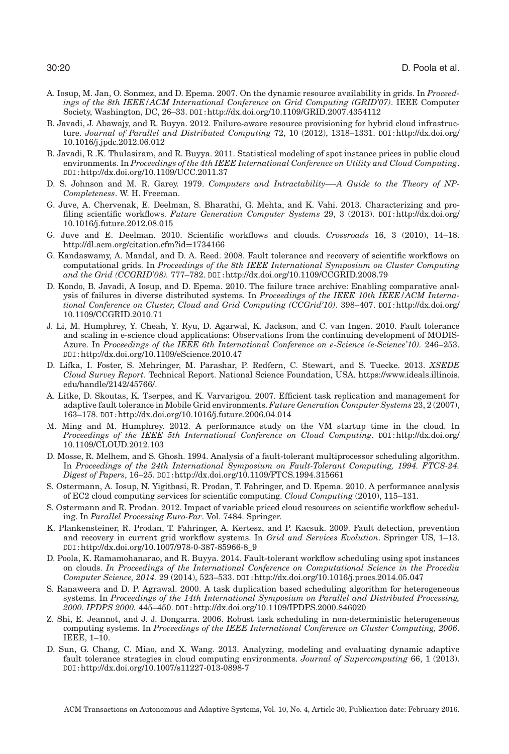A. Iosup, M. Jan, O. Sonmez, and D. Epema. 2007. On the dynamic resource availability in grids. In *Proceedings of the 8th IEEE/ACM International Conference on Grid Computing (GRID'07)*. IEEE Computer Society, Washington, DC, 26–33. DOI: http://dx.doi.org/10.1109/GRID.2007.4354112

B. Javadi, J. Abawajy, and R. Buyya. 2012. Failure-aware resource provisioning for hybrid cloud infrastructure. *Journal of Parallel and Distributed Computing* 72, 10 (2012), 1318–1331. DOI: http://dx.doi.org/10.1016/j.jpdc.2012.06.012

B. Javadi, R .K. Thulasiram, and R. Buyya. 2011. Statistical modeling of spot instance prices in public cloud environments. In *Proceedings of the 4th IEEE International Conference on Utility and Cloud Computing*. DOI: http://dx.doi.org/10.1109/UCC.2011.37

D. S. Johnson and M. R. Garey. 1979. *Computers and Intractability—-A Guide to the Theory of NP-Completeness*. W. H. Freeman.

G. Juve, A. Chervenak, E. Deelman, S. Bharathi, G. Mehta, and K. Vahi. 2013. Characterizing and profiling scientific workflows. *Future Generation Computer Systems* 29, 3 (2013). DOI: http://dx.doi.org/10.1016/j.future.2012.08.015

G. Juve and E. Deelman. 2010. Scientific workflows and clouds. *Crossroads* 16, 3 (2010), 14–18. http://dl.acm.org/citation.cfm?id=1734166

G. Kandaswamy, A. Mandal, and D. A. Reed. 2008. Fault tolerance and recovery of scientific workflows on computational grids. In *Proceedings of the 8th IEEE International Symposium on Cluster Computing and the Grid (CCGRID'08)*. 777–782. DOI: http://dx.doi.org/10.1109/CCGRID.2008.79

D. Kondo, B. Javadi, A Iosup, and D. Epema. 2010. The failure trace archive: Enabling comparative analysis of failures in diverse distributed systems. In *Proceedings of the IEEE 10th IEEE/ACM International Conference on Cluster, Cloud and Grid Computing (CCGrid'10)*. 398–407. DOI: http://dx.doi.org/10.1109/CCGRID.2010.71

J. Li, M. Humphrey, Y. Cheah, Y. Ryu, D. Agarwal, K. Jackson, and C. van Ingen. 2010. Fault tolerance and scaling in e-science cloud applications: Observations from the continuing development of MODISAzure. In *Proceedings of the IEEE 6th International Conference on e-Science (e-Science'10)*. 246–253. DOI: http://dx.doi.org/10.1109/eScience.2010.47

D. Lifka, I. Foster, S. Mehringer, M. Parashar, P. Redfern, C. Stewart, and S. Tuecke. 2013. *XSEDE Cloud Survey Report*. Technical Report. National Science Foundation, USA. https://www.ideals.illinois.edu/handle/2142/45766/.

A. Litke, D. Skoutas, K. Tserpes, and K. Varvarigou. 2007. Efficient task replication and management for adaptive fault tolerance in Mobile Grid environments. *Future Generation Computer Systems* 23, 2 (2007), 163–178. DOI: http://dx.doi.org/10.1016/j.future.2006.04.014

M. Ming and M. Humphrey. 2012. A performance study on the VM startup time in the cloud. In *Proceedings of the IEEE 5th International Conference on Cloud Computing*. DOI: http://dx.doi.org/10.1109/CLOUD.2012.103

D. Mosse, R. Melhem, and S. Ghosh. 1994. Analysis of a fault-tolerant multiprocessor scheduling algorithm. In *Proceedings of the 24th International Symposium on Fault-Tolerant Computing, 1994. FTCS-24. Digest of Papers*, 16–25. DOI: http://dx.doi.org/10.1109/FTCS.1994.315661

S. Ostermann, A. Iosup, N. Yigitbasi, R. Prodan, T. Fahringer, and D. Epema. 2010. A performance analysis of EC2 cloud computing services for scientific computing. *Cloud Computing* (2010), 115–131.

S. Ostermann and R. Prodan. 2012. Impact of variable priced cloud resources on scientific workflow scheduling. In *Parallel Processing Euro-Par*. Vol. 7484. Springer.

K. Plankensteiner, R. Prodan, T. Fahringer, A. Kertesz, and P. Kacsuk. 2009. Fault detection, prevention and recovery in current grid workflow systems. In *Grid and Services Evolution*. Springer US, 1–13. DOI: http://dx.doi.org/10.1007/978-0-387-85966-8_9

D. Poola, K. Ramamohanarao, and R. Buyya. 2014. Fault-tolerant workflow scheduling using spot instances on clouds. *In Proceedings of the International Conference on Computational Science in the Procedia Computer Science, 2014.* 29 (2014), 523–533. DOI: http://dx.doi.org/10.1016/j.procs.2014.05.047

S. Ranaweera and D. P. Agrawal. 2000. A task duplication based scheduling algorithm for heterogeneous systems. In *Proceedings of the 14th International Symposium on Parallel and Distributed Processing, 2000. IPDPS 2000.* 445–450. DOI: http://dx.doi.org/10.1109/IPDPS.2000.846020

Z. Shi, E. Jeannot, and J. J. Dongarra. 2006. Robust task scheduling in non-deterministic heterogeneous computing systems. In *Proceedings of the IEEE International Conference on Cluster Computing, 2006*. IEEE, 1–10.

D. Sun, G. Chang, C. Miao, and X. Wang. 2013. Analyzing, modeling and evaluating dynamic adaptive fault tolerance strategies in cloud computing environments. *Journal of Supercomputing* 66, 1 (2013). DOI: http://dx.doi.org/10.1007/s11227-013-0898-7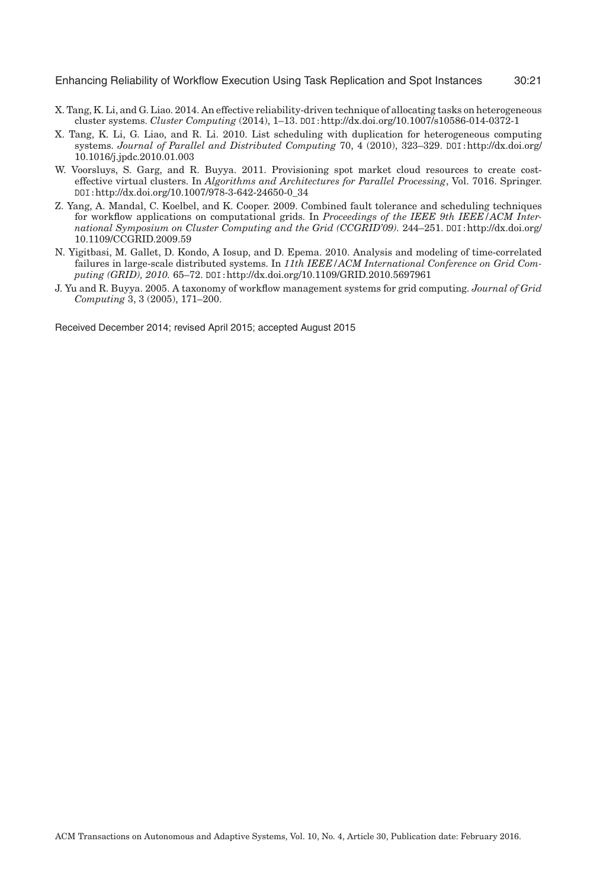X. Tang, K. Li, and G. Liao. 2014. An effective reliability-driven technique of allocating tasks on heterogeneous cluster systems. *Cluster Computing* (2014), 1–13. DOI: http://dx.doi.org/10.1007/s10586-014-0372-1

X. Tang, K. Li, G. Liao, and R. Li. 2010. List scheduling with duplication for heterogeneous computing systems. *Journal of Parallel and Distributed Computing* 70, 4 (2010), 323–329. DOI: http://dx.doi.org/10.1016/j.jpdc.2010.01.003

W. Voorsluys, S. Garg, and R. Buyya. 2011. Provisioning spot market cloud resources to create cost-effective virtual clusters. In *Algorithms and Architectures for Parallel Processing*, Vol. 7016. Springer. DOI: http://dx.doi.org/10.1007/978-3-642-24650-0_34

Z. Yang, A. Mandal, C. Koelbel, and K. Cooper. 2009. Combined fault tolerance and scheduling techniques for workflow applications on computational grids. In *Proceedings of the IEEE 9th IEEE/ACM International Symposium on Cluster Computing and the Grid (CCGRID'09)*. 244–251. DOI: http://dx.doi.org/10.1109/CCGRID.2009.59

N. Yigitbasi, M. Gallet, D. Kondo, A Iosup, and D. Epema. 2010. Analysis and modeling of time-correlated failures in large-scale distributed systems. In *11th IEEE/ACM International Conference on Grid Computing (GRID), 2010.* 65–72. DOI: http://dx.doi.org/10.1109/GRID.2010.5697961

J. Yu and R. Buyya. 2005. A taxonomy of workflow management systems for grid computing. *Journal of Grid Computing* 3, 3 (2005), 171–200.

Received December 2014; revised April 2015; accepted August 2015